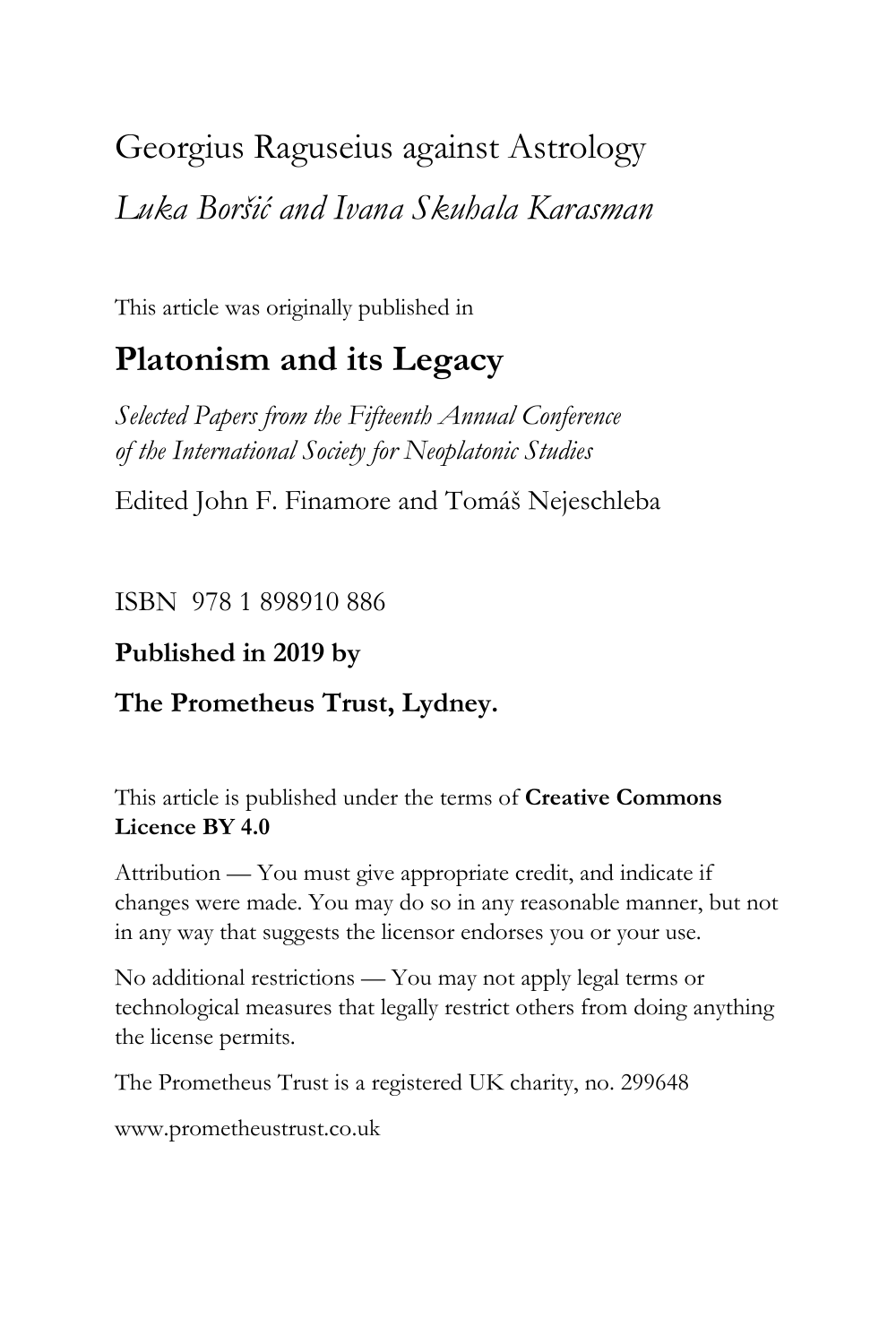# Georgius Raguseius against Astrology

*Luka Boršić and Ivana Skuhala Karasman*

This article was originally published in

## Platonism and its Legacy

*Selected Papers from the Fifteenth Annual Conference of the International Society for Neoplatonic Studies*

Edited John F. Finamore and Tomáš Nejeschleba

ISBN 978 1 898910 886

**Published in 2019 by**

**The Prometheus Trust, Lydney.**

This article is published under the terms of **Creative Commons Licence BY 4.0**

Attribution — You must give appropriate credit, and indicate if changes were made. You may do so in any reasonable manner, but not in any way that suggests the licensor endorses you or your use.

No additional restrictions — You may not apply legal terms or technological measures that legally restrict others from doing anything the license permits.

The Prometheus Trust is a registered UK charity, no. 299648

www.prometheustrust.co.uk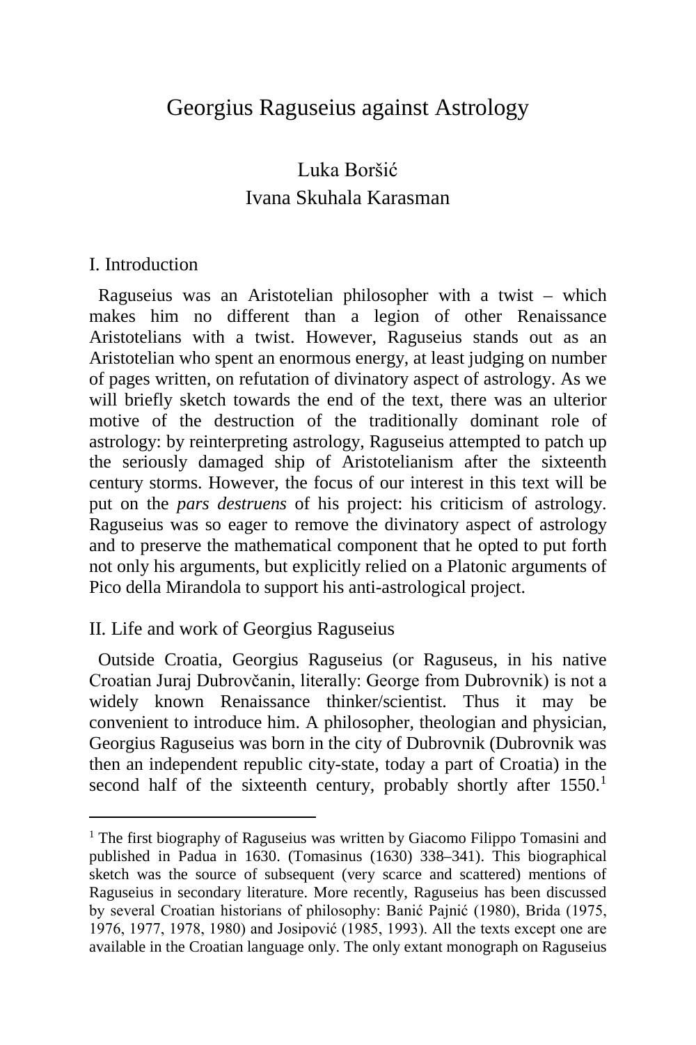# Georgius Raguseius against Astrology

Luka Boršić
Ivana Skuhala Karasman

## I. Introduction

Raguseius was an Aristotelian philosopher with a twist – which makes him no different than a legion of other Renaissance Aristotelians with a twist. However, Raguseius stands out as an Aristotelian who spent an enormous energy, at least judging on number of pages written, on refutation of divinatory aspect of astrology. As we will briefly sketch towards the end of the text, there was an ulterior motive of the destruction of the traditionally dominant role of astrology: by reinterpreting astrology, Raguseius attempted to patch up the seriously damaged ship of Aristotelianism after the sixteenth century storms. However, the focus of our interest in this text will be put on the *pars destruens* of his project: his criticism of astrology. Raguseius was so eager to remove the divinatory aspect of astrology and to preserve the mathematical component that he opted to put forth not only his arguments, but explicitly relied on a Platonic arguments of Pico della Mirandola to support his anti-astrological project.

## II. Life and work of Georgius Raguseius

Outside Croatia, Georgius Raguseius (or Raguseus, in his native Croatian Juraj Dubrovčanin, literally: George from Dubrovnik) is not a widely known Renaissance thinker/scientist. Thus it may be convenient to introduce him. A philosopher, theologian and physician, Georgius Raguseius was born in the city of Dubrovnik (Dubrovnik was then an independent republic city-state, today a part of Croatia) in the second half of the sixteenth century, probably shortly after 1550.[1]

---

[1] The first biography of Raguseius was written by Giacomo Filippo Tomasini and published in Padua in 1630. (Tomasinus (1630) 338–341). This biographical sketch was the source of subsequent (very scarce and scattered) mentions of Raguseius in secondary literature. More recently, Raguseius has been discussed by several Croatian historians of philosophy: Banić Pajnić (1980), Brida (1975, 1976, 1977, 1978, 1980) and Josipović (1985, 1993). All the texts except one are available in the Croatian language only. The only extant monograph on Raguseius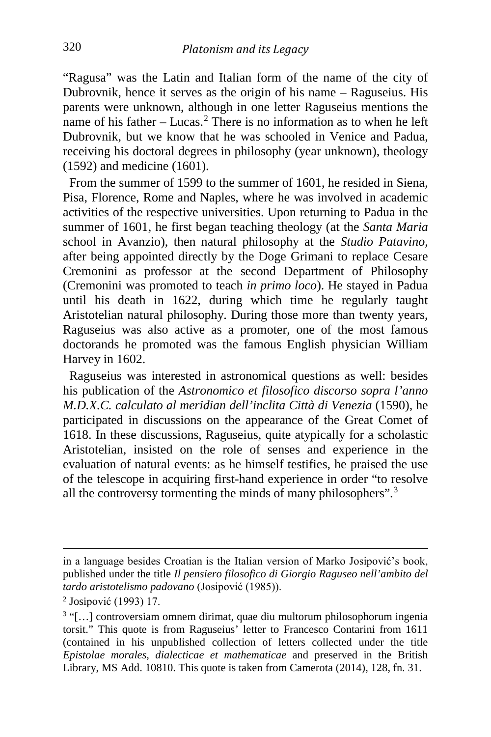"Ragusa" was the Latin and Italian form of the name of the city of Dubrovnik, hence it serves as the origin of his name – Raguseius. His parents were unknown, although in one letter Raguseius mentions the name of his father – Lucas.[2] There is no information as to when he left Dubrovnik, but we know that he was schooled in Venice and Padua, receiving his doctoral degrees in philosophy (year unknown), theology (1592) and medicine (1601).

From the summer of 1599 to the summer of 1601, he resided in Siena, Pisa, Florence, Rome and Naples, where he was involved in academic activities of the respective universities. Upon returning to Padua in the summer of 1601, he first began teaching theology (at the *Santa Maria* school in Avanzio), then natural philosophy at the *Studio Patavino*, after being appointed directly by the Doge Grimani to replace Cesare Cremonini as professor at the second Department of Philosophy (Cremonini was promoted to teach *in primo loco*). He stayed in Padua until his death in 1622, during which time he regularly taught Aristotelian natural philosophy. During those more than twenty years, Raguseius was also active as a promoter, one of the most famous doctorands he promoted was the famous English physician William Harvey in 1602.

Raguseius was interested in astronomical questions as well: besides his publication of the *Astronomico et filosofico discorso sopra l'anno M.D.X.C. calculato al meridian dell'inclita Città di Venezia* (1590), he participated in discussions on the appearance of the Great Comet of 1618. In these discussions, Raguseius, quite atypically for a scholastic Aristotelian, insisted on the role of senses and experience in the evaluation of natural events: as he himself testifies, he praised the use of the telescope in acquiring first-hand experience in order "to resolve all the controversy tormenting the minds of many philosophers".[3]

---

in a language besides Croatian is the Italian version of Marko Josipović's book, published under the title *Il pensiero filosofico di Giorgio Raguseo nell'ambito del tardo aristotelismo padovano* (Josipović (1985)).

[2] Josipović (1993) 17.

[3] "[…] controversiam omnem dirimat, quae diu multorum philosophorum ingenia torsit." This quote is from Raguseius' letter to Francesco Contarini from 1611 (contained in his unpublished collection of letters collected under the title *Epistolae morales, dialecticae et mathematicae* and preserved in the British Library, MS Add. 10810. This quote is taken from Camerota (2014), 128, fn. 31.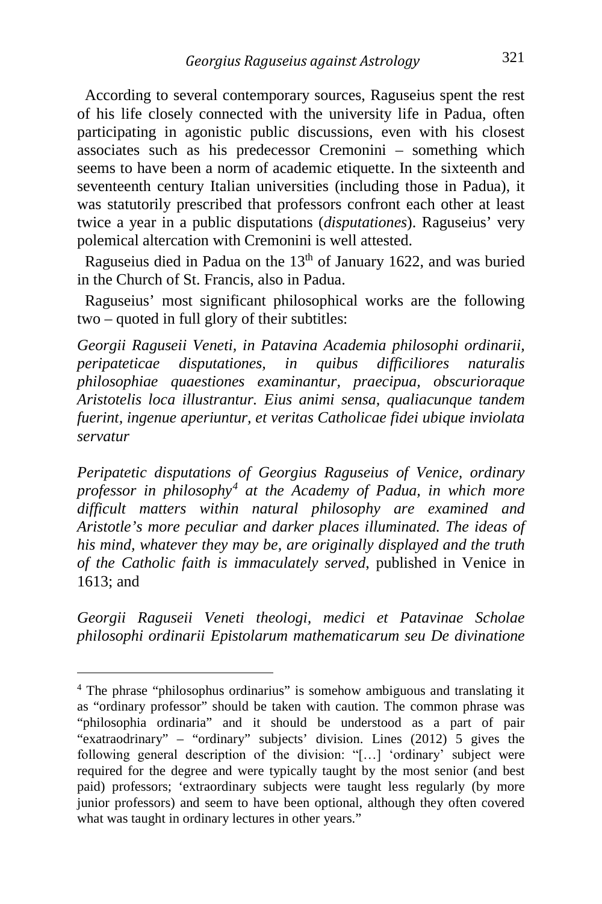According to several contemporary sources, Raguseius spent the rest of his life closely connected with the university life in Padua, often participating in agonistic public discussions, even with his closest associates such as his predecessor Cremonini – something which seems to have been a norm of academic etiquette. In the sixteenth and seventeenth century Italian universities (including those in Padua), it was statutorily prescribed that professors confront each other at least twice a year in a public disputations (*disputationes*). Raguseius' very polemical altercation with Cremonini is well attested.

Raguseius died in Padua on the 13th of January 1622, and was buried in the Church of St. Francis, also in Padua.

Raguseius' most significant philosophical works are the following two – quoted in full glory of their subtitles:

*Georgii Raguseii Veneti, in Patavina Academia philosophi ordinarii, peripateticae disputationes, in quibus difficiliores naturalis philosophiae quaestiones examinantur, praecipua, obscurioraque Aristotelis loca illustrantur. Eius animi sensa, qualiacunque tandem fuerint, ingenue aperiuntur, et veritas Catholicae fidei ubique inviolata servatur*

*Peripatetic disputations of Georgius Raguseius of Venice, ordinary professor in philosophy*[4] *at the Academy of Padua, in which more difficult matters within natural philosophy are examined and Aristotle's more peculiar and darker places illuminated. The ideas of his mind, whatever they may be, are originally displayed and the truth of the Catholic faith is immaculately served*, published in Venice in 1613; and

*Georgii Raguseii Veneti theologi, medici et Patavinae Scholae philosophi ordinarii Epistolarum mathematicarum seu De divinatione*

---

[4] The phrase "philosophus ordinarius" is somehow ambiguous and translating it as "ordinary professor" should be taken with caution. The common phrase was "philosophia ordinaria" and it should be understood as a part of pair "exatraodrinary" – "ordinary" subjects' division. Lines (2012) 5 gives the following general description of the division: "[…] 'ordinary' subject were required for the degree and were typically taught by the most senior (and best paid) professors; 'extraordinary subjects were taught less regularly (by more junior professors) and seem to have been optional, although they often covered what was taught in ordinary lectures in other years."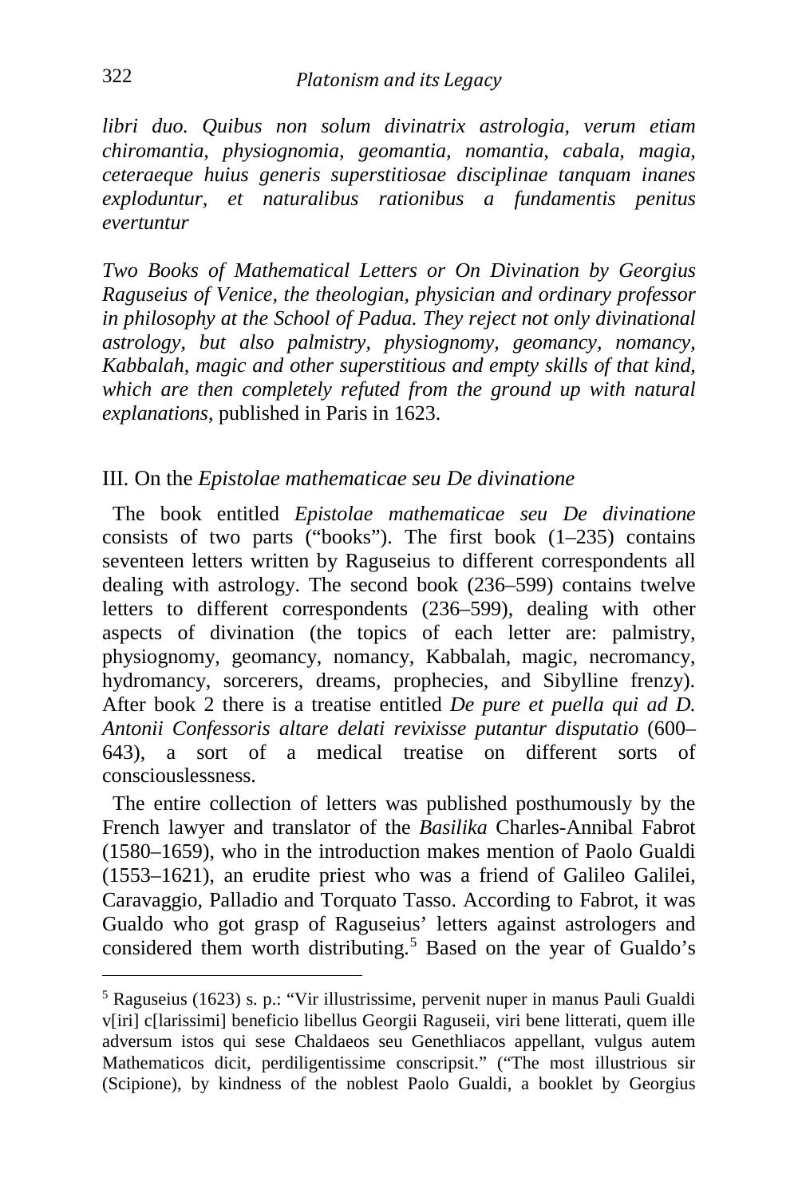*libri duo. Quibus non solum divinatrix astrologia, verum etiam chiromantia, physiognomia, geomantia, nomantia, cabala, magia, ceteraeque huius generis superstitiosae disciplinae tanquam inanes exploduntur, et naturalibus rationibus a fundamentis penitus evertuntur*

*Two Books of Mathematical Letters or On Divination by Georgius Raguseius of Venice, the theologian, physician and ordinary professor in philosophy at the School of Padua. They reject not only divinational astrology, but also palmistry, physiognomy, geomancy, nomancy, Kabbalah, magic and other superstitious and empty skills of that kind, which are then completely refuted from the ground up with natural explanations*, published in Paris in 1623.

## III. On the *Epistolae mathematicae seu De divinatione*

The book entitled *Epistolae mathematicae seu De divinatione* consists of two parts ("books"). The first book (1–235) contains seventeen letters written by Raguseius to different correspondents all dealing with astrology. The second book (236–599) contains twelve letters to different correspondents (236–599), dealing with other aspects of divination (the topics of each letter are: palmistry, physiognomy, geomancy, nomancy, Kabbalah, magic, necromancy, hydromancy, sorcerers, dreams, prophecies, and Sibylline frenzy). After book 2 there is a treatise entitled *De pure et puella qui ad D. Antonii Confessoris altare delati revixisse putantur disputatio* (600–643), a sort of a medical treatise on different sorts of consciouslessness.

The entire collection of letters was published posthumously by the French lawyer and translator of the *Basilika* Charles-Annibal Fabrot (1580–1659), who in the introduction makes mention of Paolo Gualdi (1553–1621), an erudite priest who was a friend of Galileo Galilei, Caravaggio, Palladio and Torquato Tasso. According to Fabrot, it was Gualdo who got grasp of Raguseius' letters against astrologers and considered them worth distributing.[5] Based on the year of Gualdo's

---

[5] Raguseius (1623) s. p.: "Vir illustrissime, pervenit nuper in manus Pauli Gualdi v[iri] c[larissimi] beneficio libellus Georgii Raguseii, viri bene litterati, quem ille adversum istos qui sese Chaldaeos seu Genethliacos appellant, vulgus autem Mathematicos dicit, perdiligentissime conscripsit." ("The most illustrious sir (Scipione), by kindness of the noblest Paolo Gualdi, a booklet by Georgius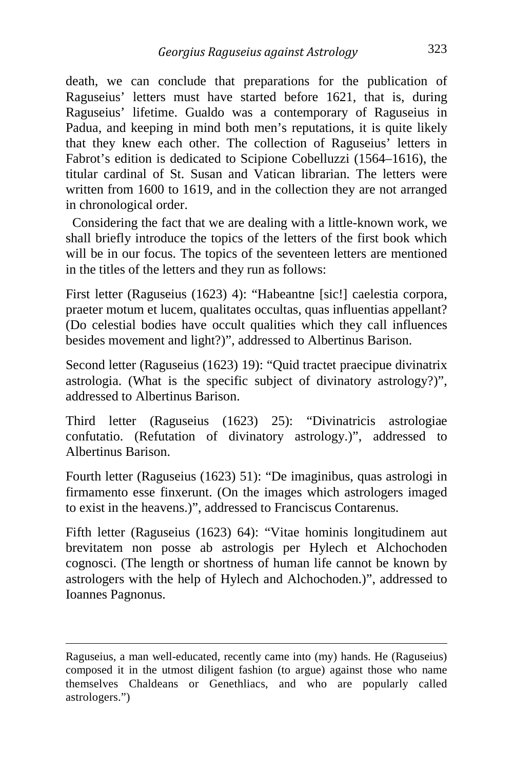death, we can conclude that preparations for the publication of Raguseius' letters must have started before 1621, that is, during Raguseius' lifetime. Gualdo was a contemporary of Raguseius in Padua, and keeping in mind both men's reputations, it is quite likely that they knew each other. The collection of Raguseius' letters in Fabrot's edition is dedicated to Scipione Cobelluzzi (1564–1616), the titular cardinal of St. Susan and Vatican librarian. The letters were written from 1600 to 1619, and in the collection they are not arranged in chronological order.

Considering the fact that we are dealing with a little-known work, we shall briefly introduce the topics of the letters of the first book which will be in our focus. The topics of the seventeen letters are mentioned in the titles of the letters and they run as follows:

First letter (Raguseius (1623) 4): "Habeantne [sic!] caelestia corpora, praeter motum et lucem, qualitates occultas, quas influentias appellant? (Do celestial bodies have occult qualities which they call influences besides movement and light?)", addressed to Albertinus Barison.

Second letter (Raguseius (1623) 19): "Quid tractet praecipue divinatrix astrologia. (What is the specific subject of divinatory astrology?)", addressed to Albertinus Barison.

Third letter (Raguseius (1623) 25): "Divinatricis astrologiae confutatio. (Refutation of divinatory astrology.)", addressed to Albertinus Barison.

Fourth letter (Raguseius (1623) 51): "De imaginibus, quas astrologi in firmamento esse finxerunt. (On the images which astrologers imaged to exist in the heavens.)", addressed to Franciscus Contarenus.

Fifth letter (Raguseius (1623) 64): "Vitae hominis longitudinem aut brevitatem non posse ab astrologis per Hylech et Alchochoden cognosci. (The length or shortness of human life cannot be known by astrologers with the help of Hylech and Alchochoden.)", addressed to Ioannes Pagnonus.

---

Raguseius, a man well-educated, recently came into (my) hands. He (Raguseius) composed it in the utmost diligent fashion (to argue) against those who name themselves Chaldeans or Genethliacs, and who are popularly called astrologers.")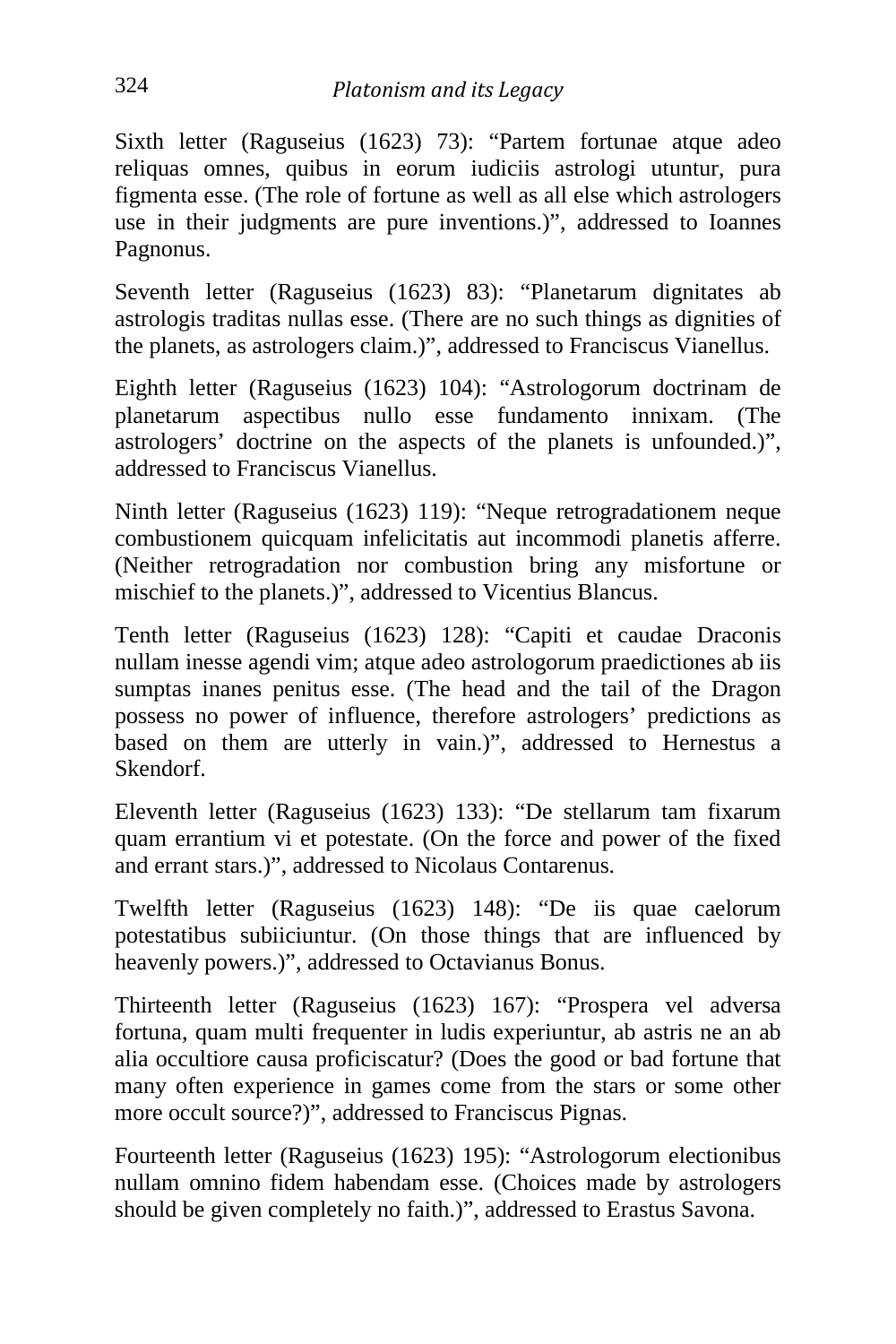Sixth letter (Raguseius (1623) 73): “Partem fortunae atque adeo reliquas omnes, quibus in eorum iudiciis astrologi utuntur, pura figmenta esse. (The role of fortune as well as all else which astrologers use in their judgments are pure inventions.)”, addressed to Ioannes Pagnonus.

Seventh letter (Raguseius (1623) 83): “Planetarum dignitates ab astrologis traditas nullas esse. (There are no such things as dignities of the planets, as astrologers claim.)”, addressed to Franciscus Vianellus.

Eighth letter (Raguseius (1623) 104): “Astrologorum doctrinam de planetarum aspectibus nullo esse fundamento innixam. (The astrologers’ doctrine on the aspects of the planets is unfounded.)”, addressed to Franciscus Vianellus.

Ninth letter (Raguseius (1623) 119): “Neque retrogradationem neque combustionem quicquam infelicitatis aut incommodi planetis afferre. (Neither retrogradation nor combustion bring any misfortune or mischief to the planets.)”, addressed to Vicentius Blancus.

Tenth letter (Raguseius (1623) 128): “Capiti et caudae Draconis nullam inesse agendi vim; atque adeo astrologorum praedictiones ab iis sumptas inanes penitus esse. (The head and the tail of the Dragon possess no power of influence, therefore astrologers’ predictions as based on them are utterly in vain.)”, addressed to Hernestus a Skendorf.

Eleventh letter (Raguseius (1623) 133): “De stellarum tam fixarum quam errantium vi et potestate. (On the force and power of the fixed and errant stars.)”, addressed to Nicolaus Contarenus.

Twelfth letter (Raguseius (1623) 148): “De iis quae caelorum potestatibus subiiciuntur. (On those things that are influenced by heavenly powers.)”, addressed to Octavianus Bonus.

Thirteenth letter (Raguseius (1623) 167): “Prospera vel adversa fortuna, quam multi frequenter in ludis experiuntur, ab astris ne an ab alia occultiore causa proficiscatur? (Does the good or bad fortune that many often experience in games come from the stars or some other more occult source?)”, addressed to Franciscus Pignas.

Fourteenth letter (Raguseius (1623) 195): “Astrologorum electionibus nullam omnino fidem habendam esse. (Choices made by astrologers should be given completely no faith.)”, addressed to Erastus Savona.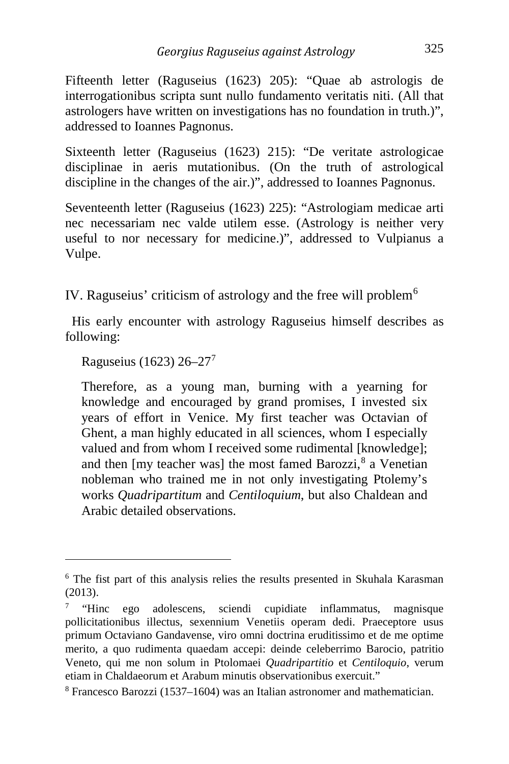Fifteenth letter (Raguseius (1623) 205): "Quae ab astrologis de interrogationibus scripta sunt nullo fundamento veritatis niti. (All that astrologers have written on investigations has no foundation in truth.)", addressed to Ioannes Pagnonus.

Sixteenth letter (Raguseius (1623) 215): "De veritate astrologicae disciplinae in aeris mutationibus. (On the truth of astrological discipline in the changes of the air.)", addressed to Ioannes Pagnonus.

Seventeenth letter (Raguseius (1623) 225): "Astrologiam medicae arti nec necessariam nec valde utilem esse. (Astrology is neither very useful to nor necessary for medicine.)", addressed to Vulpianus a Vulpe.

## IV. Raguseius' criticism of astrology and the free will problem[6]

His early encounter with astrology Raguseius himself describes as following:

> Raguseius (1623) 26–27[7]
>
> Therefore, as a young man, burning with a yearning for knowledge and encouraged by grand promises, I invested six years of effort in Venice. My first teacher was Octavian of Ghent, a man highly educated in all sciences, whom I especially valued and from whom I received some rudimental [knowledge]; and then [my teacher was] the most famed Barozzi,[8] a Venetian nobleman who trained me in not only investigating Ptolemy's works *Quadripartitum* and *Centiloquium*, but also Chaldean and Arabic detailed observations.

---

[6] The fist part of this analysis relies the results presented in Skuhala Karasman (2013).

[7] "Hinc ego adolescens, sciendi cupidiate inflammatus, magnisque pollicitationibus illectus, sexennium Venetiis operam dedi. Praeceptore usus primum Octaviano Gandavense, viro omni doctrina eruditissimo et de me optime merito, a quo rudimenta quaedam accepi: deinde celeberrimo Barocio, patritio Veneto, qui me non solum in Ptolomaei *Quadripartitio* et *Centiloquio*, verum etiam in Chaldaeorum et Arabum minutis observationibus exercuit."

[8] Francesco Barozzi (1537–1604) was an Italian astronomer and mathematician.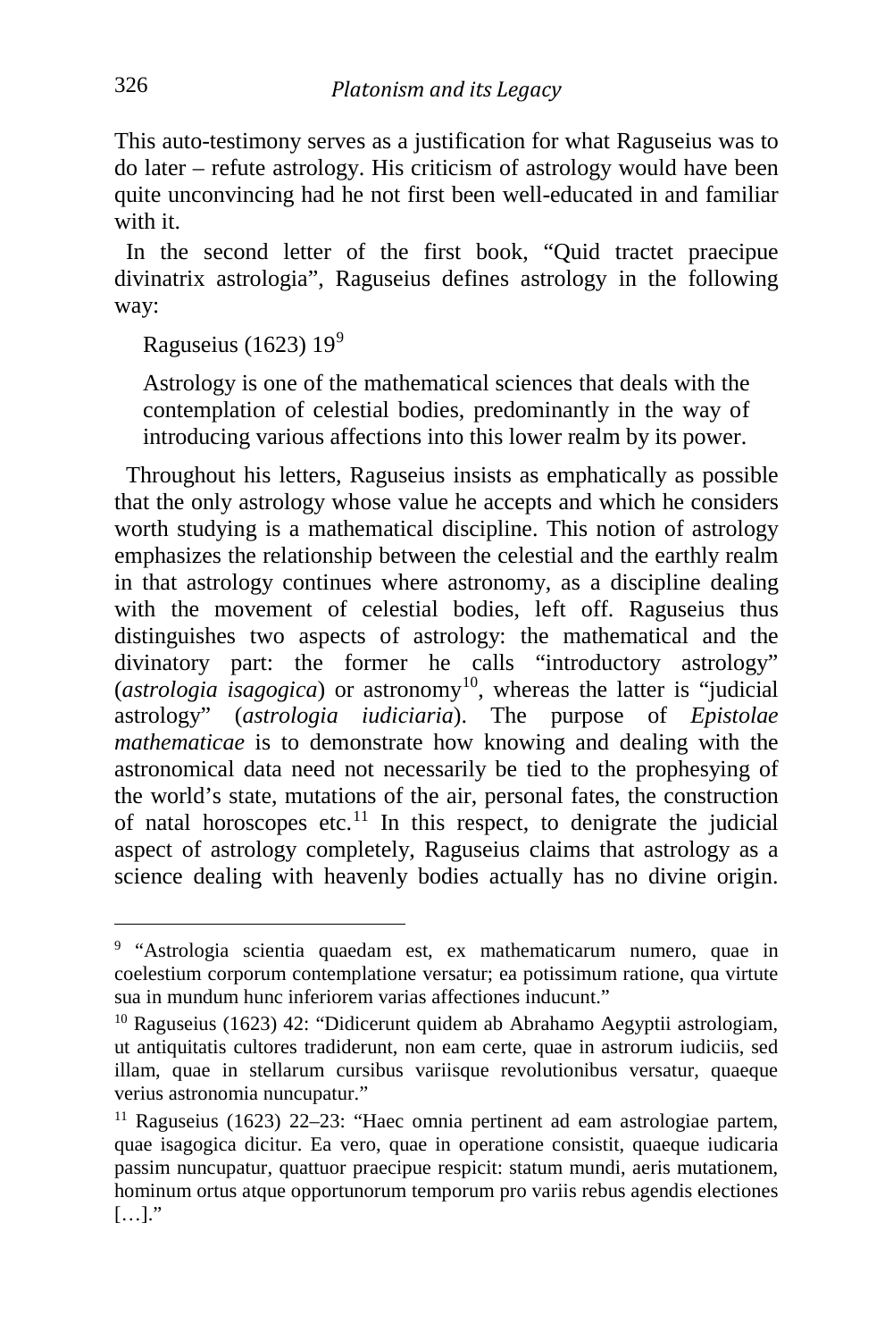This auto-testimony serves as a justification for what Raguseius was to do later – refute astrology. His criticism of astrology would have been quite unconvincing had he not first been well-educated in and familiar with it.

In the second letter of the first book, "Quid tractet praecipue divinatrix astrologia", Raguseius defines astrology in the following way:

> Raguseius (1623) 19[9]
>
> Astrology is one of the mathematical sciences that deals with the contemplation of celestial bodies, predominantly in the way of introducing various affections into this lower realm by its power.

Throughout his letters, Raguseius insists as emphatically as possible that the only astrology whose value he accepts and which he considers worth studying is a mathematical discipline. This notion of astrology emphasizes the relationship between the celestial and the earthly realm in that astrology continues where astronomy, as a discipline dealing with the movement of celestial bodies, left off. Raguseius thus distinguishes two aspects of astrology: the mathematical and the divinatory part: the former he calls "introductory astrology" (*astrologia isagogica*) or astronomy[10], whereas the latter is "judicial astrology" (*astrologia iudiciaria*). The purpose of *Epistolae mathematicae* is to demonstrate how knowing and dealing with the astronomical data need not necessarily be tied to the prophesying of the world's state, mutations of the air, personal fates, the construction of natal horoscopes etc.[11] In this respect, to denigrate the judicial aspect of astrology completely, Raguseius claims that astrology as a science dealing with heavenly bodies actually has no divine origin.

---

[9] "Astrologia scientia quaedam est, ex mathematicarum numero, quae in coelestium corporum contemplatione versatur; ea potissimum ratione, qua virtute sua in mundum hunc inferiorem varias affectiones inducunt."

[10] Raguseius (1623) 42: "Didicerunt quidem ab Abrahamo Aegyptii astrologiam, ut antiquitatis cultores tradiderunt, non eam certe, quae in astrorum iudiciis, sed illam, quae in stellarum cursibus variisque revolutionibus versatur, quaeque verius astronomia nuncupatur."

[11] Raguseius (1623) 22–23: "Haec omnia pertinent ad eam astrologiae partem, quae isagogica dicitur. Ea vero, quae in operatione consistit, quaeque iudicaria passim nuncupatur, quattuor praecipue respicit: statum mundi, aeris mutationem, hominum ortus atque opportunorum temporum pro variis rebus agendis electiones […]."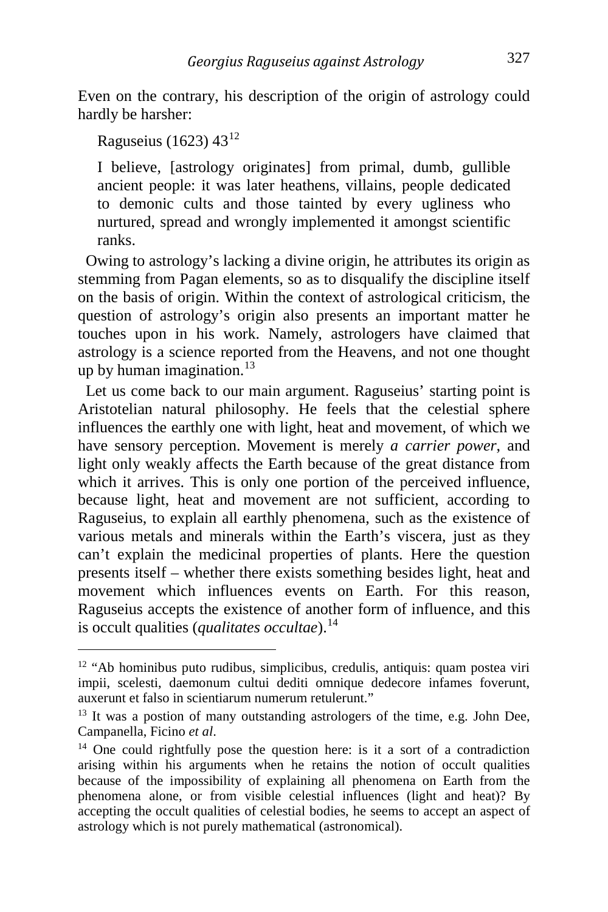Even on the contrary, his description of the origin of astrology could hardly be harsher:

> Raguseius (1623) 43[12]
>
> I believe, [astrology originates] from primal, dumb, gullible ancient people: it was later heathens, villains, people dedicated to demonic cults and those tainted by every ugliness who nurtured, spread and wrongly implemented it amongst scientific ranks.

Owing to astrology's lacking a divine origin, he attributes its origin as stemming from Pagan elements, so as to disqualify the discipline itself on the basis of origin. Within the context of astrological criticism, the question of astrology's origin also presents an important matter he touches upon in his work. Namely, astrologers have claimed that astrology is a science reported from the Heavens, and not one thought up by human imagination.[13]

Let us come back to our main argument. Raguseius' starting point is Aristotelian natural philosophy. He feels that the celestial sphere influences the earthly one with light, heat and movement, of which we have sensory perception. Movement is merely *a carrier power*, and light only weakly affects the Earth because of the great distance from which it arrives. This is only one portion of the perceived influence, because light, heat and movement are not sufficient, according to Raguseius, to explain all earthly phenomena, such as the existence of various metals and minerals within the Earth's viscera, just as they can't explain the medicinal properties of plants. Here the question presents itself – whether there exists something besides light, heat and movement which influences events on Earth. For this reason, Raguseius accepts the existence of another form of influence, and this is occult qualities (*qualitates occultae*).[14]

---

[12] "Ab hominibus puto rudibus, simplicibus, credulis, antiquis: quam postea viri impii, scelesti, daemonum cultui dediti omnique dedecore infames foverunt, auxerunt et falso in scientiarum numerum retulerunt."

[13] It was a postion of many outstanding astrologers of the time, e.g. John Dee, Campanella, Ficino *et al*.

[14] One could rightfully pose the question here: is it a sort of a contradiction arising within his arguments when he retains the notion of occult qualities because of the impossibility of explaining all phenomena on Earth from the phenomena alone, or from visible celestial influences (light and heat)? By accepting the occult qualities of celestial bodies, he seems to accept an aspect of astrology which is not purely mathematical (astronomical).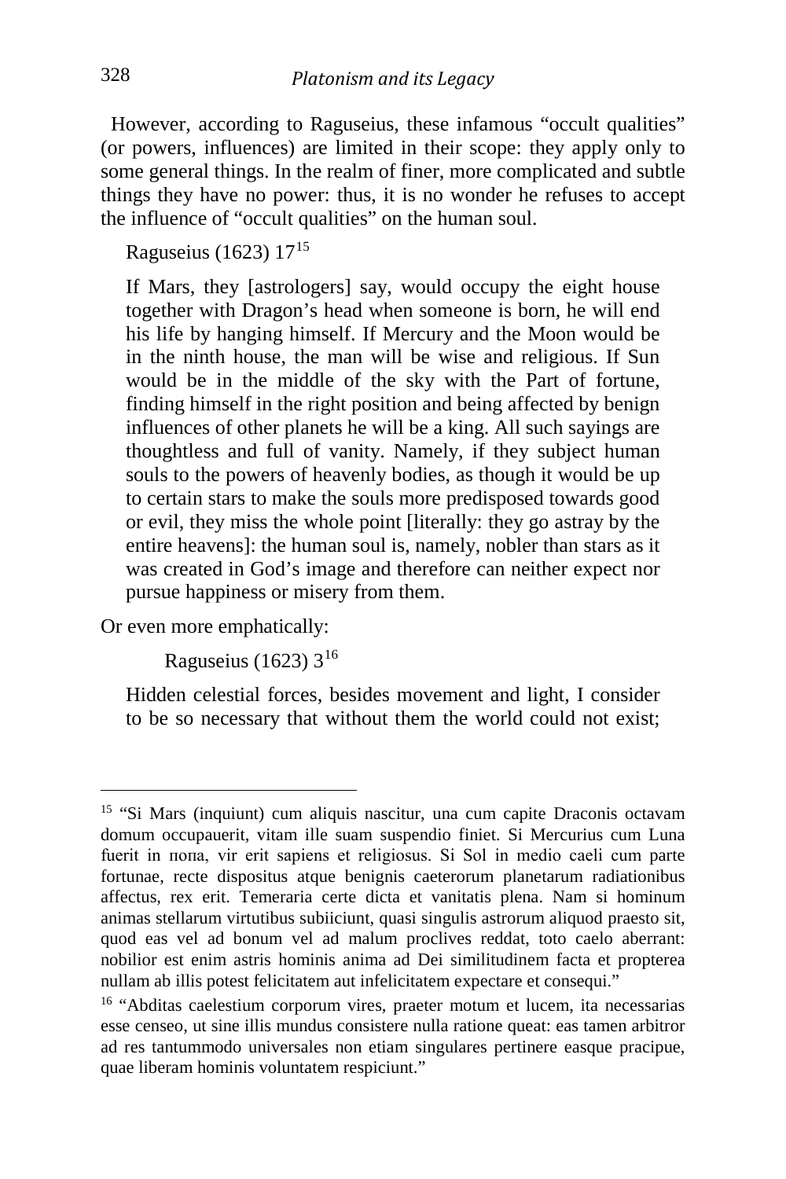However, according to Raguseius, these infamous "occult qualities" (or powers, influences) are limited in their scope: they apply only to some general things. In the realm of finer, more complicated and subtle things they have no power: thus, it is no wonder he refuses to accept the influence of "occult qualities" on the human soul.

> Raguseius (1623) 17[15]
>
> If Mars, they [astrologers] say, would occupy the eight house together with Dragon's head when someone is born, he will end his life by hanging himself. If Mercury and the Moon would be in the ninth house, the man will be wise and religious. If Sun would be in the middle of the sky with the Part of fortune, finding himself in the right position and being affected by benign influences of other planets he will be a king. All such sayings are thoughtless and full of vanity. Namely, if they subject human souls to the powers of heavenly bodies, as though it would be up to certain stars to make the souls more predisposed towards good or evil, they miss the whole point [literally: they go astray by the entire heavens]: the human soul is, namely, nobler than stars as it was created in God's image and therefore can neither expect nor pursue happiness or misery from them.

Or even more emphatically:

> Raguseius (1623) 3[16]
>
> Hidden celestial forces, besides movement and light, I consider to be so necessary that without them the world could not exist;

---

[15] "Si Mars (inquiunt) cum aliquis nascitur, una cum capite Draconis octavam domum occupauerit, vitam ille suam suspendio finiet. Si Mercurius cum Luna fuerit in попа, vir erit sapiens et religiosus. Si Sol in medio caeli cum parte fortunae, recte dispositus atque benignis caeterorum planetarum radiationibus affectus, rex erit. Temeraria certe dicta et vanitatis plena. Nam si hominum animas stellarum virtutibus subiiciunt, quasi singulis astrorum aliquod praesto sit, quod eas vel ad bonum vel ad malum proclives reddat, toto caelo aberrant: nobilior est enim astris hominis anima ad Dei similitudinem facta et propterea nullam ab illis potest felicitatem aut infelicitatem expectare et consequi."

[16] "Abditas caelestium corporum vires, praeter motum et lucem, ita necessarias esse censeo, ut sine illis mundus consistere nulla ratione queat: eas tamen arbitror ad res tantummodo universales non etiam singulares pertinere easque pracipue, quae liberam hominis voluntatem respiciunt."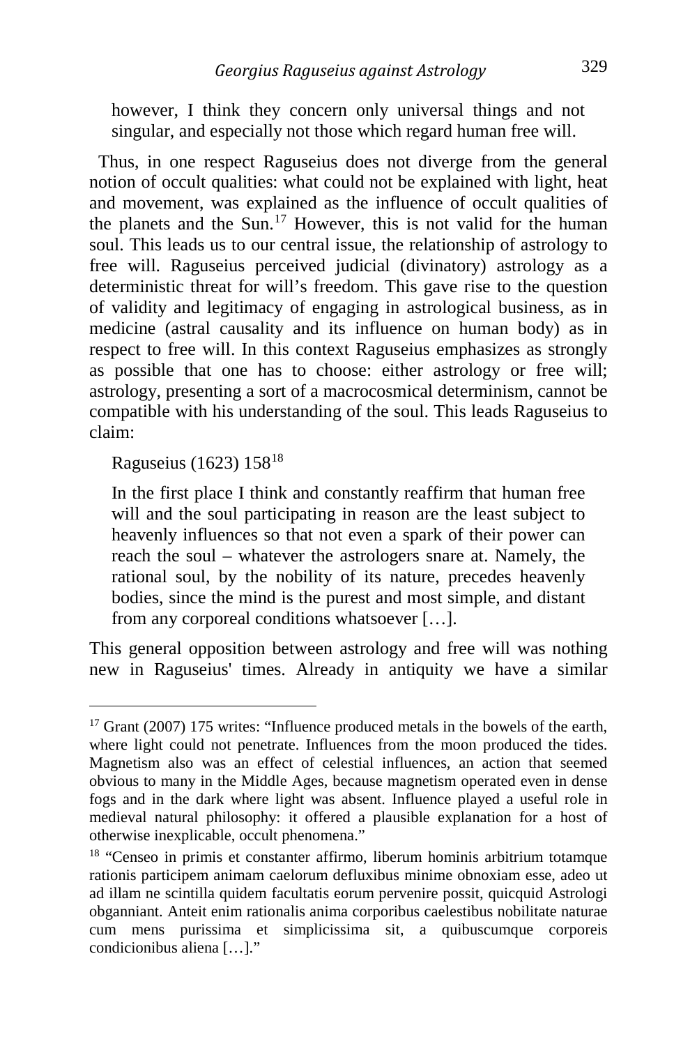however, I think they concern only universal things and not singular, and especially not those which regard human free will.

Thus, in one respect Raguseius does not diverge from the general notion of occult qualities: what could not be explained with light, heat and movement, was explained as the influence of occult qualities of the planets and the Sun.[17] However, this is not valid for the human soul. This leads us to our central issue, the relationship of astrology to free will. Raguseius perceived judicial (divinatory) astrology as a deterministic threat for will's freedom. This gave rise to the question of validity and legitimacy of engaging in astrological business, as in medicine (astral causality and its influence on human body) as in respect to free will. In this context Raguseius emphasizes as strongly as possible that one has to choose: either astrology or free will; astrology, presenting a sort of a macrocosmical determinism, cannot be compatible with his understanding of the soul. This leads Raguseius to claim:

> Raguseius (1623) 158[18]
>
> In the first place I think and constantly reaffirm that human free will and the soul participating in reason are the least subject to heavenly influences so that not even a spark of their power can reach the soul – whatever the astrologers snare at. Namely, the rational soul, by the nobility of its nature, precedes heavenly bodies, since the mind is the purest and most simple, and distant from any corporeal conditions whatsoever […].

This general opposition between astrology and free will was nothing new in Raguseius' times. Already in antiquity we have a similar

---

[17] Grant (2007) 175 writes: "Influence produced metals in the bowels of the earth, where light could not penetrate. Influences from the moon produced the tides. Magnetism also was an effect of celestial influences, an action that seemed obvious to many in the Middle Ages, because magnetism operated even in dense fogs and in the dark where light was absent. Influence played a useful role in medieval natural philosophy: it offered a plausible explanation for a host of otherwise inexplicable, occult phenomena."

[18] "Censeo in primis et constanter affirmo, liberum hominis arbitrium totamque rationis participem animam caelorum defluxibus minime obnoxiam esse, adeo ut ad illam ne scintilla quidem facultatis eorum pervenire possit, quicquid Astrologi obganniant. Anteit enim rationalis anima corporibus caelestibus nobilitate naturae cum mens purissima et simplicissima sit, a quibuscumque corporeis condicionibus aliena […]."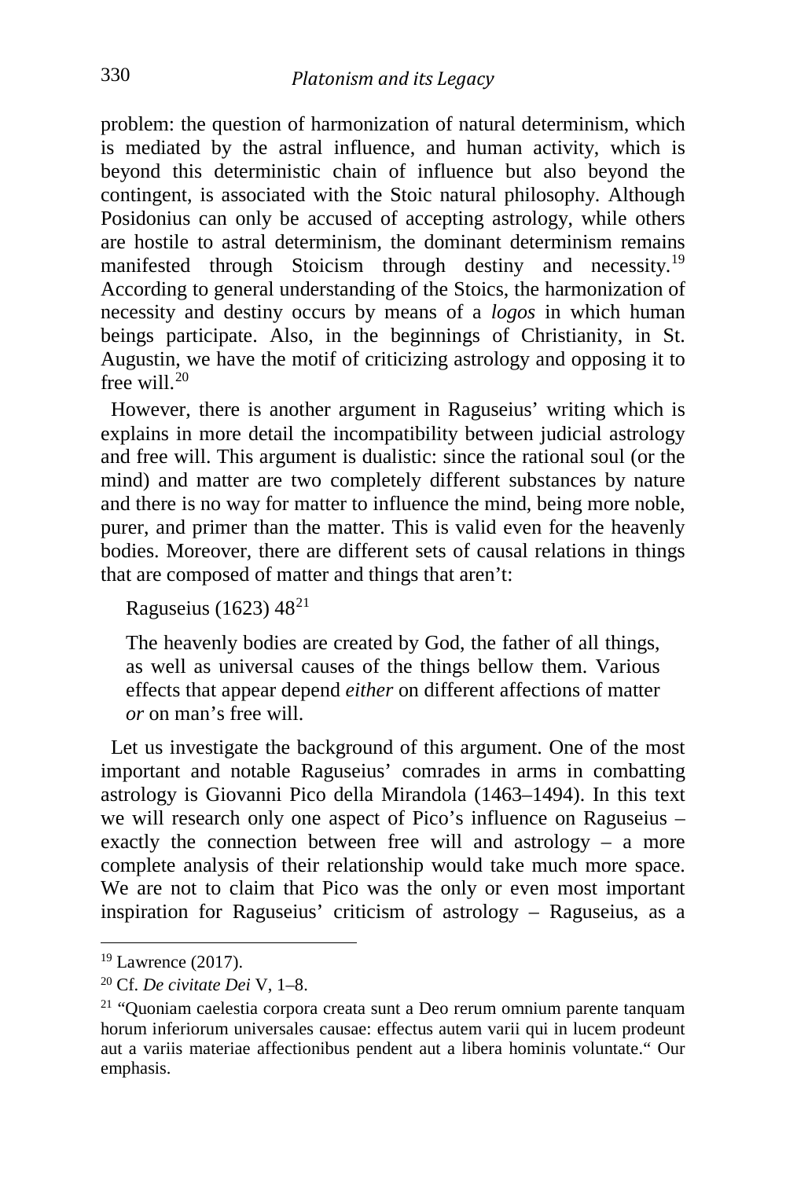problem: the question of harmonization of natural determinism, which is mediated by the astral influence, and human activity, which is beyond this deterministic chain of influence but also beyond the contingent, is associated with the Stoic natural philosophy. Although Posidonius can only be accused of accepting astrology, while others are hostile to astral determinism, the dominant determinism remains manifested through Stoicism through destiny and necessity.[19] According to general understanding of the Stoics, the harmonization of necessity and destiny occurs by means of a *logos* in which human beings participate. Also, in the beginnings of Christianity, in St. Augustin, we have the motif of criticizing astrology and opposing it to free will.[20]

However, there is another argument in Raguseius' writing which is explains in more detail the incompatibility between judicial astrology and free will. This argument is dualistic: since the rational soul (or the mind) and matter are two completely different substances by nature and there is no way for matter to influence the mind, being more noble, purer, and primer than the matter. This is valid even for the heavenly bodies. Moreover, there are different sets of causal relations in things that are composed of matter and things that aren't:

> Raguseius (1623) 48[21]
>
> The heavenly bodies are created by God, the father of all things, as well as universal causes of the things bellow them. Various effects that appear depend *either* on different affections of matter *or* on man's free will.

Let us investigate the background of this argument. One of the most important and notable Raguseius' comrades in arms in combatting astrology is Giovanni Pico della Mirandola (1463–1494). In this text we will research only one aspect of Pico's influence on Raguseius – exactly the connection between free will and astrology – a more complete analysis of their relationship would take much more space. We are not to claim that Pico was the only or even most important inspiration for Raguseius' criticism of astrology – Raguseius, as a

---

[19] Lawrence (2017).

[20] Cf. *De civitate Dei* V, 1–8.

[21] "Quoniam caelestia corpora creata sunt a Deo rerum omnium parente tanquam horum inferiorum universales causae: effectus autem varii qui in lucem prodeunt aut a variis materiae affectionibus pendent aut a libera hominis voluntate." Our emphasis.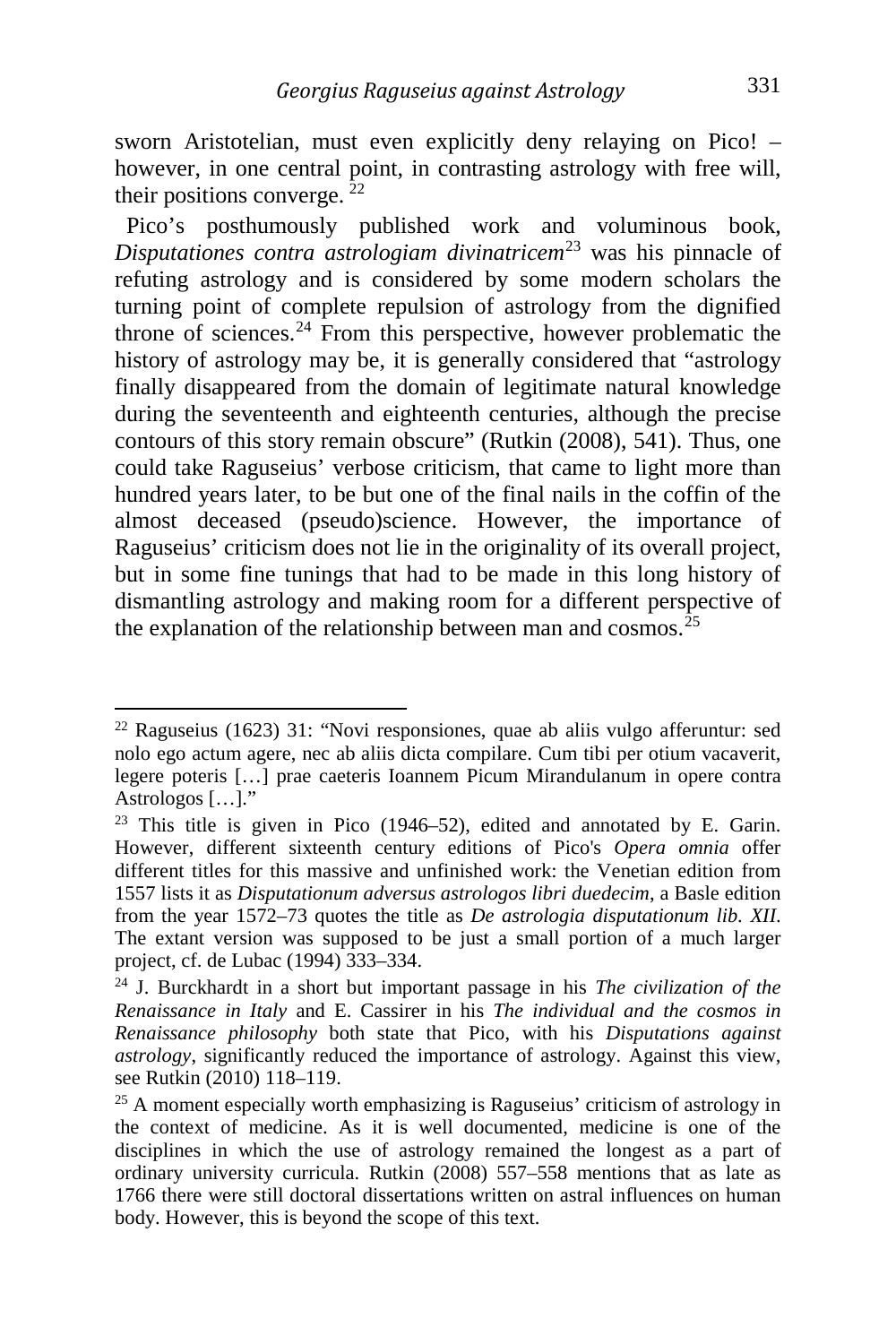sworn Aristotelian, must even explicitly deny relaying on Pico! – however, in one central point, in contrasting astrology with free will, their positions converge. [22]

Pico's posthumously published work and voluminous book, *Disputationes contra astrologiam divinatricem*[23] was his pinnacle of refuting astrology and is considered by some modern scholars the turning point of complete repulsion of astrology from the dignified throne of sciences.[24] From this perspective, however problematic the history of astrology may be, it is generally considered that "astrology finally disappeared from the domain of legitimate natural knowledge during the seventeenth and eighteenth centuries, although the precise contours of this story remain obscure" (Rutkin (2008), 541). Thus, one could take Raguseius' verbose criticism, that came to light more than hundred years later, to be but one of the final nails in the coffin of the almost deceased (pseudo)science. However, the importance of Raguseius' criticism does not lie in the originality of its overall project, but in some fine tunings that had to be made in this long history of dismantling astrology and making room for a different perspective of the explanation of the relationship between man and cosmos.[25]

---

[22] Raguseius (1623) 31: "Novi responsiones, quae ab aliis vulgo afferuntur: sed nolo ego actum agere, nec ab aliis dicta compilare. Cum tibi per otium vacaverit, legere poteris […] prae caeteris Ioannem Picum Mirandulanum in opere contra Astrologos […]."

[23] This title is given in Pico (1946–52), edited and annotated by E. Garin. However, different sixteenth century editions of Pico's *Opera omnia* offer different titles for this massive and unfinished work: the Venetian edition from 1557 lists it as *Disputationum adversus astrologos libri duedecim*, a Basle edition from the year 1572–73 quotes the title as *De astrologia disputationum lib. XII*. The extant version was supposed to be just a small portion of a much larger project, cf. de Lubac (1994) 333–334.

[24] J. Burckhardt in a short but important passage in his *The civilization of the Renaissance in Italy* and E. Cassirer in his *The individual and the cosmos in Renaissance philosophy* both state that Pico, with his *Disputations against astrology*, significantly reduced the importance of astrology. Against this view, see Rutkin (2010) 118–119.

[25] A moment especially worth emphasizing is Raguseius' criticism of astrology in the context of medicine. As it is well documented, medicine is one of the disciplines in which the use of astrology remained the longest as a part of ordinary university curricula. Rutkin (2008) 557–558 mentions that as late as 1766 there were still doctoral dissertations written on astral influences on human body. However, this is beyond the scope of this text.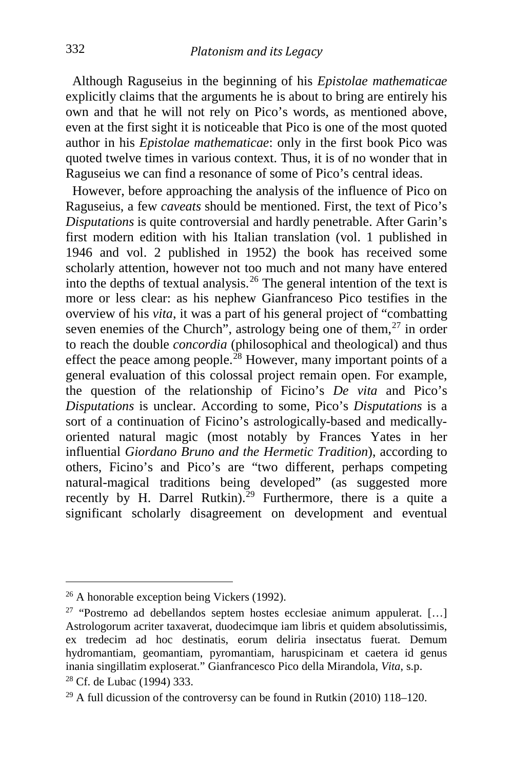Although Raguseius in the beginning of his *Epistolae mathematicae* explicitly claims that the arguments he is about to bring are entirely his own and that he will not rely on Pico's words, as mentioned above, even at the first sight it is noticeable that Pico is one of the most quoted author in his *Epistolae mathematicae*: only in the first book Pico was quoted twelve times in various context. Thus, it is of no wonder that in Raguseius we can find a resonance of some of Pico's central ideas.

However, before approaching the analysis of the influence of Pico on Raguseius, a few *caveats* should be mentioned. First, the text of Pico's *Disputations* is quite controversial and hardly penetrable. After Garin's first modern edition with his Italian translation (vol. 1 published in 1946 and vol. 2 published in 1952) the book has received some scholarly attention, however not too much and not many have entered into the depths of textual analysis.[26] The general intention of the text is more or less clear: as his nephew Gianfranceso Pico testifies in the overview of his *vita*, it was a part of his general project of "combatting seven enemies of the Church", astrology being one of them,[27] in order to reach the double *concordia* (philosophical and theological) and thus effect the peace among people.[28] However, many important points of a general evaluation of this colossal project remain open. For example, the question of the relationship of Ficino's *De vita* and Pico's *Disputations* is unclear. According to some, Pico's *Disputations* is a sort of a continuation of Ficino's astrologically-based and medically-oriented natural magic (most notably by Frances Yates in her influential *Giordano Bruno and the Hermetic Tradition*), according to others, Ficino's and Pico's are "two different, perhaps competing natural-magical traditions being developed" (as suggested more recently by H. Darrel Rutkin).[29] Furthermore, there is a quite a significant scholarly disagreement on development and eventual

---

[26] A honorable exception being Vickers (1992).

[27] "Postremo ad debellandos septem hostes ecclesiae animum appulerat. […] Astrologorum acriter taxaverat, duodecimque iam libris et quidem absolutissimis, ex tredecim ad hoc destinatis, eorum deliria insectatus fuerat. Demum hydromantiam, geomantiam, pyromantiam, haruspicinam et caetera id genus inania singillatim exploserat." Gianfrancesco Pico della Mirandola, *Vita*, s.p.

[28] Cf. de Lubac (1994) 333.

[29] A full dicussion of the controversy can be found in Rutkin (2010) 118–120.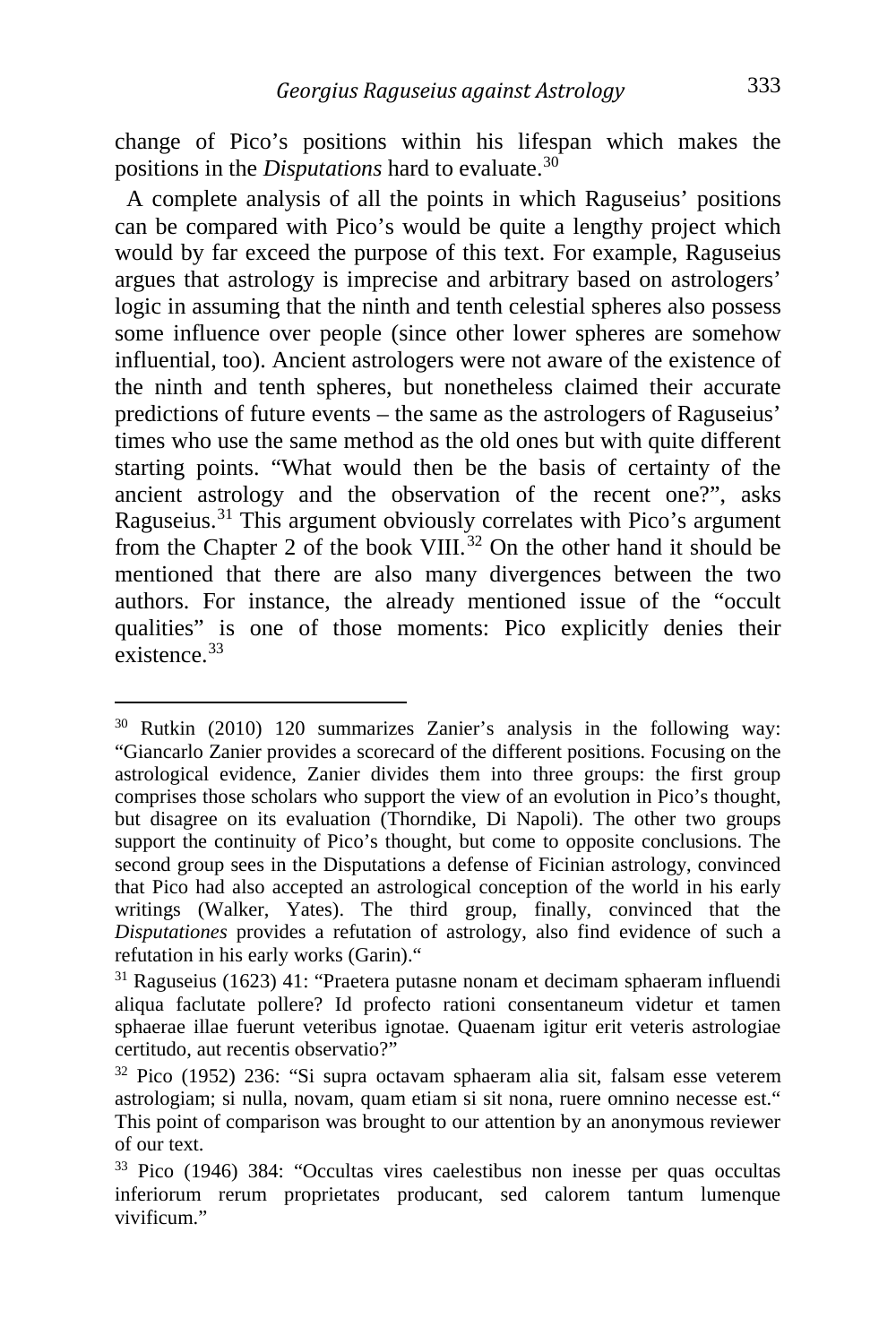change of Pico's positions within his lifespan which makes the positions in the *Disputations* hard to evaluate.[30]

A complete analysis of all the points in which Raguseius' positions can be compared with Pico's would be quite a lengthy project which would by far exceed the purpose of this text. For example, Raguseius argues that astrology is imprecise and arbitrary based on astrologers' logic in assuming that the ninth and tenth celestial spheres also possess some influence over people (since other lower spheres are somehow influential, too). Ancient astrologers were not aware of the existence of the ninth and tenth spheres, but nonetheless claimed their accurate predictions of future events – the same as the astrologers of Raguseius' times who use the same method as the old ones but with quite different starting points. "What would then be the basis of certainty of the ancient astrology and the observation of the recent one?", asks Raguseius.[31] This argument obviously correlates with Pico's argument from the Chapter 2 of the book VIII.[32] On the other hand it should be mentioned that there are also many divergences between the two authors. For instance, the already mentioned issue of the "occult qualities" is one of those moments: Pico explicitly denies their existence.[33]

---

[30] Rutkin (2010) 120 summarizes Zanier's analysis in the following way: "Giancarlo Zanier provides a scorecard of the different positions. Focusing on the astrological evidence, Zanier divides them into three groups: the first group comprises those scholars who support the view of an evolution in Pico's thought, but disagree on its evaluation (Thorndike, Di Napoli). The other two groups support the continuity of Pico's thought, but come to opposite conclusions. The second group sees in the Disputations a defense of Ficinian astrology, convinced that Pico had also accepted an astrological conception of the world in his early writings (Walker, Yates). The third group, finally, convinced that the *Disputationes* provides a refutation of astrology, also find evidence of such a refutation in his early works (Garin)."

[31] Raguseius (1623) 41: "Praetera putasne nonam et decimam sphaeram influendi aliqua faclutate pollere? Id profecto rationi consentaneum videtur et tamen sphaerae illae fuerunt veteribus ignotae. Quaenam igitur erit veteris astrologiae certitudo, aut recentis observatio?"

[32] Pico (1952) 236: "Si supra octavam sphaeram alia sit, falsam esse veterem astrologiam; si nulla, novam, quam etiam si sit nona, ruere omnino necesse est." This point of comparison was brought to our attention by an anonymous reviewer of our text.

[33] Pico (1946) 384: "Occultas vires caelestibus non inesse per quas occultas inferiorum rerum proprietates producant, sed calorem tantum lumenque vivificum."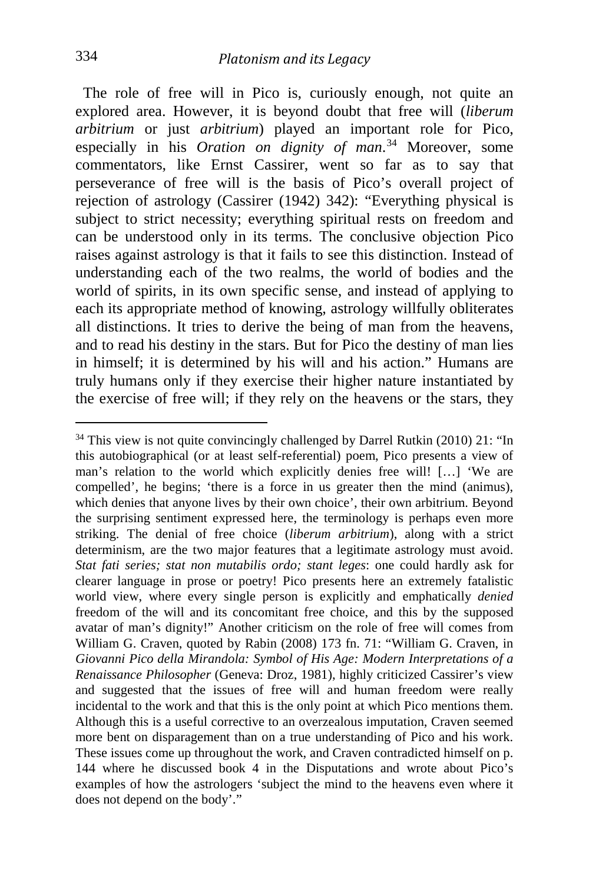The role of free will in Pico is, curiously enough, not quite an explored area. However, it is beyond doubt that free will (*liberum arbitrium* or just *arbitrium*) played an important role for Pico, especially in his *Oration on dignity of man*.[34] Moreover, some commentators, like Ernst Cassirer, went so far as to say that perseverance of free will is the basis of Pico's overall project of rejection of astrology (Cassirer (1942) 342): "Everything physical is subject to strict necessity; everything spiritual rests on freedom and can be understood only in its terms. The conclusive objection Pico raises against astrology is that it fails to see this distinction. Instead of understanding each of the two realms, the world of bodies and the world of spirits, in its own specific sense, and instead of applying to each its appropriate method of knowing, astrology willfully obliterates all distinctions. It tries to derive the being of man from the heavens, and to read his destiny in the stars. But for Pico the destiny of man lies in himself; it is determined by his will and his action." Humans are truly humans only if they exercise their higher nature instantiated by the exercise of free will; if they rely on the heavens or the stars, they

---

[34] This view is not quite convincingly challenged by Darrel Rutkin (2010) 21: "In this autobiographical (or at least self-referential) poem, Pico presents a view of man's relation to the world which explicitly denies free will! […] 'We are compelled', he begins; 'there is a force in us greater then the mind (animus), which denies that anyone lives by their own choice', their own arbitrium. Beyond the surprising sentiment expressed here, the terminology is perhaps even more striking. The denial of free choice (*liberum arbitrium*), along with a strict determinism, are the two major features that a legitimate astrology must avoid. *Stat fati series; stat non mutabilis ordo; stant leges*: one could hardly ask for clearer language in prose or poetry! Pico presents here an extremely fatalistic world view, where every single person is explicitly and emphatically *denied* freedom of the will and its concomitant free choice, and this by the supposed avatar of man's dignity!" Another criticism on the role of free will comes from William G. Craven, quoted by Rabin (2008) 173 fn. 71: "William G. Craven, in *Giovanni Pico della Mirandola: Symbol of His Age: Modern Interpretations of a Renaissance Philosopher* (Geneva: Droz, 1981), highly criticized Cassirer's view and suggested that the issues of free will and human freedom were really incidental to the work and that this is the only point at which Pico mentions them. Although this is a useful corrective to an overzealous imputation, Craven seemed more bent on disparagement than on a true understanding of Pico and his work. These issues come up throughout the work, and Craven contradicted himself on p. 144 where he discussed book 4 in the Disputations and wrote about Pico's examples of how the astrologers 'subject the mind to the heavens even where it does not depend on the body'."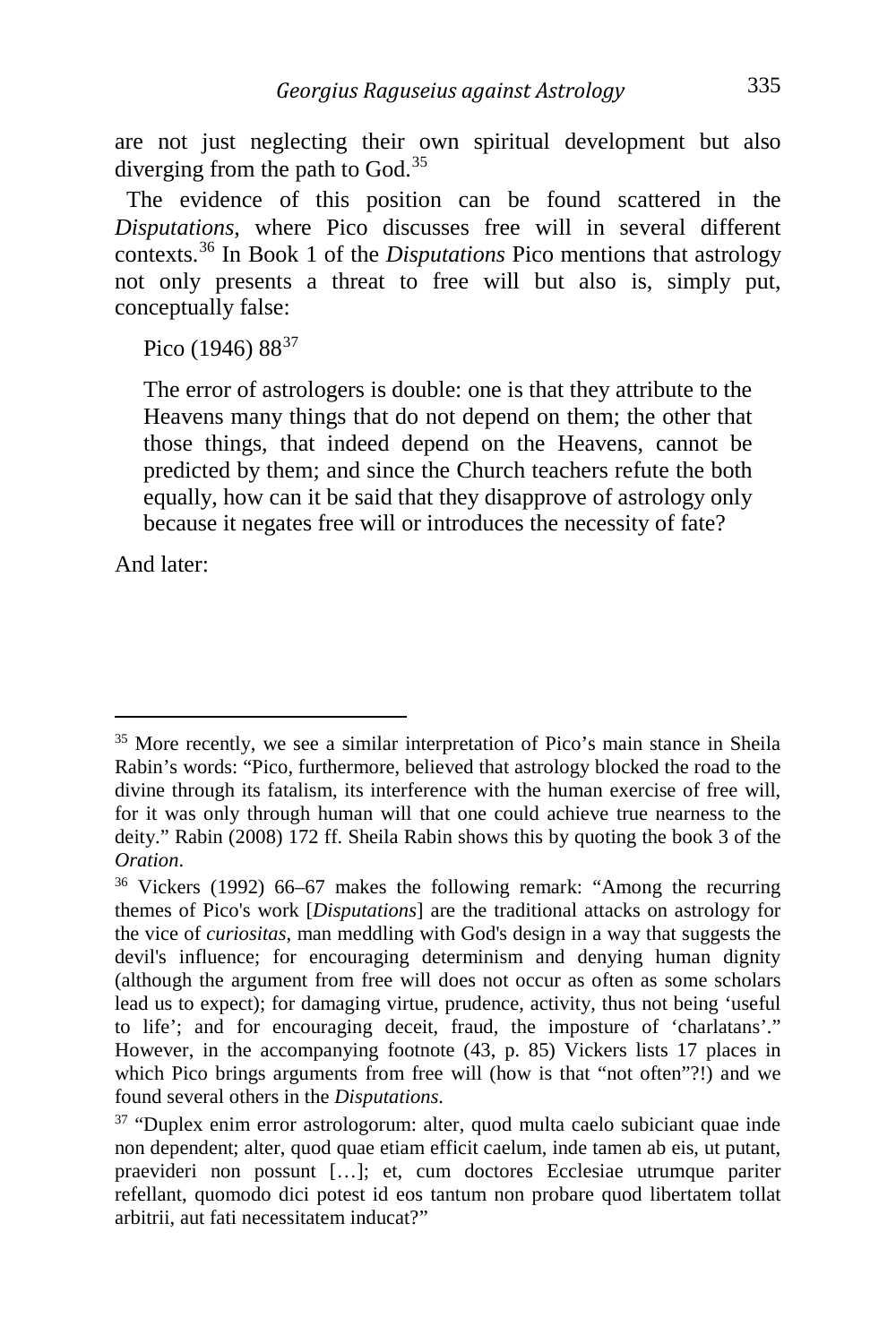are not just neglecting their own spiritual development but also diverging from the path to God.[35]

The evidence of this position can be found scattered in the *Disputations*, where Pico discusses free will in several different contexts.[36] In Book 1 of the *Disputations* Pico mentions that astrology not only presents a threat to free will but also is, simply put, conceptually false:

> Pico (1946) 88[37]
>
> The error of astrologers is double: one is that they attribute to the Heavens many things that do not depend on them; the other that those things, that indeed depend on the Heavens, cannot be predicted by them; and since the Church teachers refute the both equally, how can it be said that they disapprove of astrology only because it negates free will or introduces the necessity of fate?

And later:

---

[35] More recently, we see a similar interpretation of Pico's main stance in Sheila Rabin's words: "Pico, furthermore, believed that astrology blocked the road to the divine through its fatalism, its interference with the human exercise of free will, for it was only through human will that one could achieve true nearness to the deity." Rabin (2008) 172 ff. Sheila Rabin shows this by quoting the book 3 of the *Oration*.

[36] Vickers (1992) 66–67 makes the following remark: "Among the recurring themes of Pico's work [*Disputations*] are the traditional attacks on astrology for the vice of *curiositas*, man meddling with God's design in a way that suggests the devil's influence; for encouraging determinism and denying human dignity (although the argument from free will does not occur as often as some scholars lead us to expect); for damaging virtue, prudence, activity, thus not being 'useful to life'; and for encouraging deceit, fraud, the imposture of 'charlatans'." However, in the accompanying footnote (43, p. 85) Vickers lists 17 places in which Pico brings arguments from free will (how is that "not often"?!) and we found several others in the *Disputations*.

[37] "Duplex enim error astrologorum: alter, quod multa caelo subiciant quae inde non dependent; alter, quod quae etiam efficit caelum, inde tamen ab eis, ut putant, praevideri non possunt […]; et, cum doctores Ecclesiae utrumque pariter refellant, quomodo dici potest id eos tantum non probare quod libertatem tollat arbitrii, aut fati necessitatem inducat?"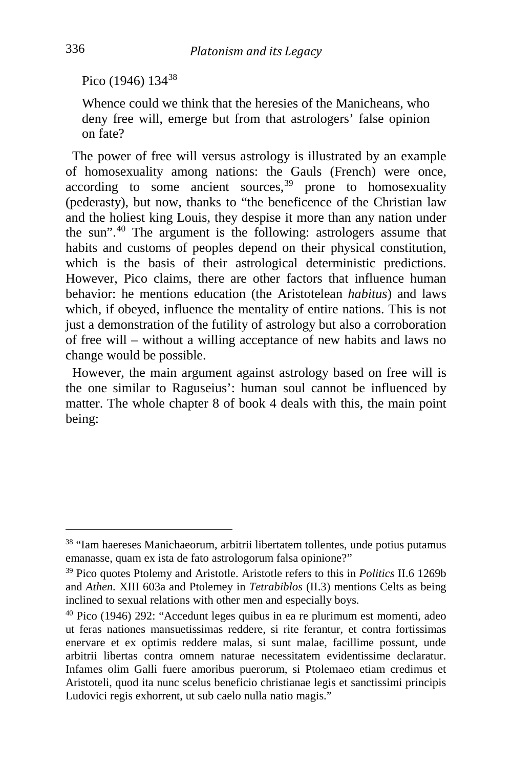Pico (1946) 134[38]

> Whence could we think that the heresies of the Manicheans, who deny free will, emerge but from that astrologers' false opinion on fate?

The power of free will versus astrology is illustrated by an example of homosexuality among nations: the Gauls (French) were once, according to some ancient sources,[39] prone to homosexuality (pederasty), but now, thanks to "the beneficence of the Christian law and the holiest king Louis, they despise it more than any nation under the sun".[40] The argument is the following: astrologers assume that habits and customs of peoples depend on their physical constitution, which is the basis of their astrological deterministic predictions. However, Pico claims, there are other factors that influence human behavior: he mentions education (the Aristotelean *habitus*) and laws which, if obeyed, influence the mentality of entire nations. This is not just a demonstration of the futility of astrology but also a corroboration of free will – without a willing acceptance of new habits and laws no change would be possible.

However, the main argument against astrology based on free will is the one similar to Raguseius': human soul cannot be influenced by matter. The whole chapter 8 of book 4 deals with this, the main point being:

---

[38] "Iam haereses Manichaeorum, arbitrii libertatem tollentes, unde potius putamus emanasse, quam ex ista de fato astrologorum falsa opinione?"

[39] Pico quotes Ptolemy and Aristotle. Aristotle refers to this in *Politics* II.6 1269b and *Athen.* XIII 603a and Ptolemey in *Tetrabiblos* (II.3) mentions Celts as being inclined to sexual relations with other men and especially boys.

[40] Pico (1946) 292: "Accedunt leges quibus in ea re plurimum est momenti, adeo ut feras nationes mansuetissimas reddere, si rite ferantur, et contra fortissimas enervare et ex optimis reddere malas, si sunt malae, facillime possunt, unde arbitrii libertas contra omnem naturae necessitatem evidentissime declaratur. Infames olim Galli fuere amoribus puerorum, si Ptolemaeo etiam credimus et Aristoteli, quod ita nunc scelus beneficio christianae legis et sanctissimi principis Ludovici regis exhorrent, ut sub caelo nulla natio magis."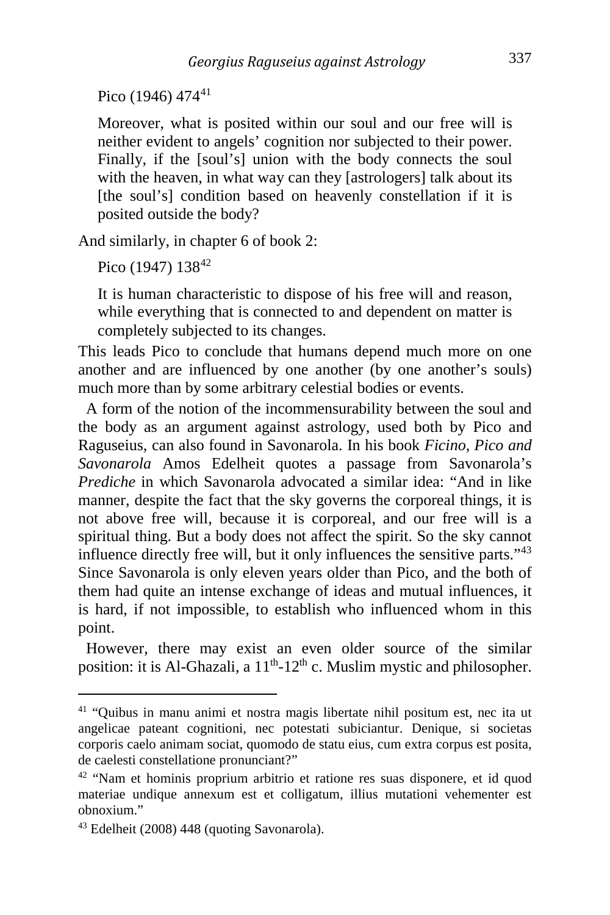Pico (1946) 474[41]

> Moreover, what is posited within our soul and our free will is neither evident to angels' cognition nor subjected to their power. Finally, if the [soul's] union with the body connects the soul with the heaven, in what way can they [astrologers] talk about its [the soul's] condition based on heavenly constellation if it is posited outside the body?

And similarly, in chapter 6 of book 2:

Pico (1947) 138[42]

> It is human characteristic to dispose of his free will and reason, while everything that is connected to and dependent on matter is completely subjected to its changes.

This leads Pico to conclude that humans depend much more on one another and are influenced by one another (by one another's souls) much more than by some arbitrary celestial bodies or events.

A form of the notion of the incommensurability between the soul and the body as an argument against astrology, used both by Pico and Raguseius, can also found in Savonarola. In his book *Ficino, Pico and Savonarola* Amos Edelheit quotes a passage from Savonarola's *Prediche* in which Savonarola advocated a similar idea: "And in like manner, despite the fact that the sky governs the corporeal things, it is not above free will, because it is corporeal, and our free will is a spiritual thing. But a body does not affect the spirit. So the sky cannot influence directly free will, but it only influences the sensitive parts."[43] Since Savonarola is only eleven years older than Pico, and the both of them had quite an intense exchange of ideas and mutual influences, it is hard, if not impossible, to establish who influenced whom in this point.

However, there may exist an even older source of the similar position: it is Al-Ghazali, a 11th-12th c. Muslim mystic and philosopher.

---

[41] "Quibus in manu animi et nostra magis libertate nihil positum est, nec ita ut angelicae pateant cognitioni, nec potestati subiciantur. Denique, si societas corporis caelo animam sociat, quomodo de statu eius, cum extra corpus est posita, de caelesti constellatione pronunciant?"

[42] "Nam et hominis proprium arbitrio et ratione res suas disponere, et id quod materiae undique annexum est et colligatum, illius mutationi vehementer est obnoxium."

[43] Edelheit (2008) 448 (quoting Savonarola).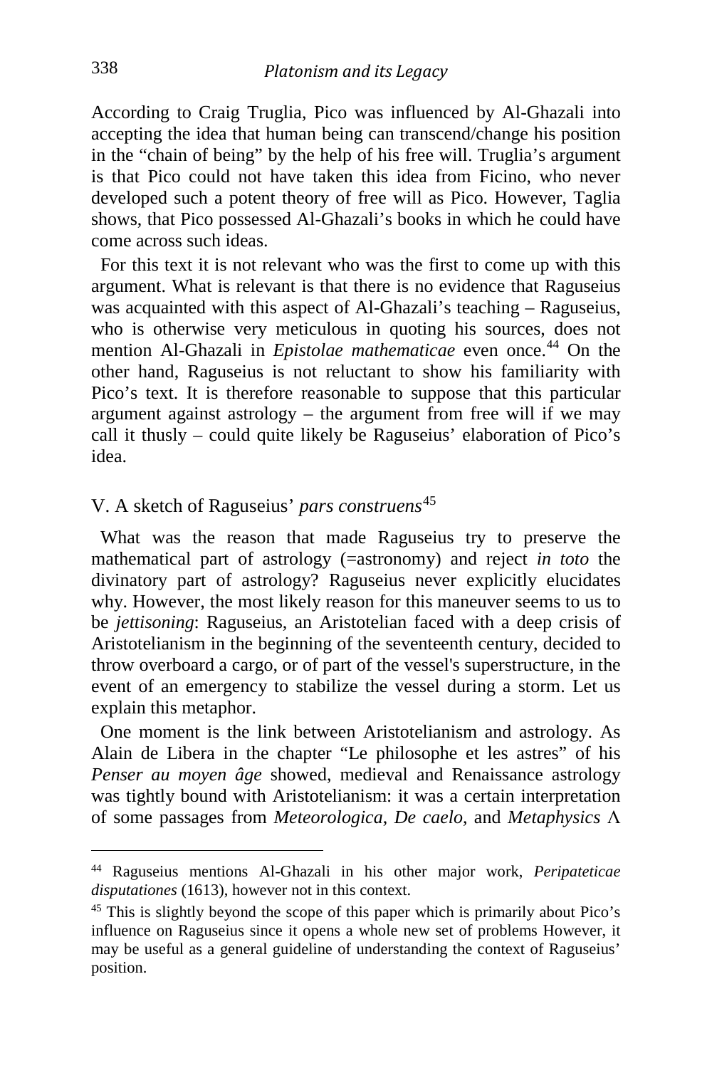According to Craig Truglia, Pico was influenced by Al-Ghazali into accepting the idea that human being can transcend/change his position in the "chain of being" by the help of his free will. Truglia's argument is that Pico could not have taken this idea from Ficino, who never developed such a potent theory of free will as Pico. However, Taglia shows, that Pico possessed Al-Ghazali's books in which he could have come across such ideas.

For this text it is not relevant who was the first to come up with this argument. What is relevant is that there is no evidence that Raguseius was acquainted with this aspect of Al-Ghazali's teaching – Raguseius, who is otherwise very meticulous in quoting his sources, does not mention Al-Ghazali in *Epistolae mathematicae* even once.[44] On the other hand, Raguseius is not reluctant to show his familiarity with Pico's text. It is therefore reasonable to suppose that this particular argument against astrology – the argument from free will if we may call it thusly – could quite likely be Raguseius' elaboration of Pico's idea.

## V. A sketch of Raguseius' *pars construens*[45]

What was the reason that made Raguseius try to preserve the mathematical part of astrology (=astronomy) and reject *in toto* the divinatory part of astrology? Raguseius never explicitly elucidates why. However, the most likely reason for this maneuver seems to us to be *jettisoning*: Raguseius, an Aristotelian faced with a deep crisis of Aristotelianism in the beginning of the seventeenth century, decided to throw overboard a cargo, or of part of the vessel's superstructure, in the event of an emergency to stabilize the vessel during a storm. Let us explain this metaphor.

One moment is the link between Aristotelianism and astrology. As Alain de Libera in the chapter "Le philosophe et les astres" of his *Penser au moyen âge* showed, medieval and Renaissance astrology was tightly bound with Aristotelianism: it was a certain interpretation of some passages from *Meteorologica*, *De caelo*, and *Metaphysics* Λ

---

[44] Raguseius mentions Al-Ghazali in his other major work, *Peripateticae disputationes* (1613), however not in this context.

[45] This is slightly beyond the scope of this paper which is primarily about Pico's influence on Raguseius since it opens a whole new set of problems However, it may be useful as a general guideline of understanding the context of Raguseius' position.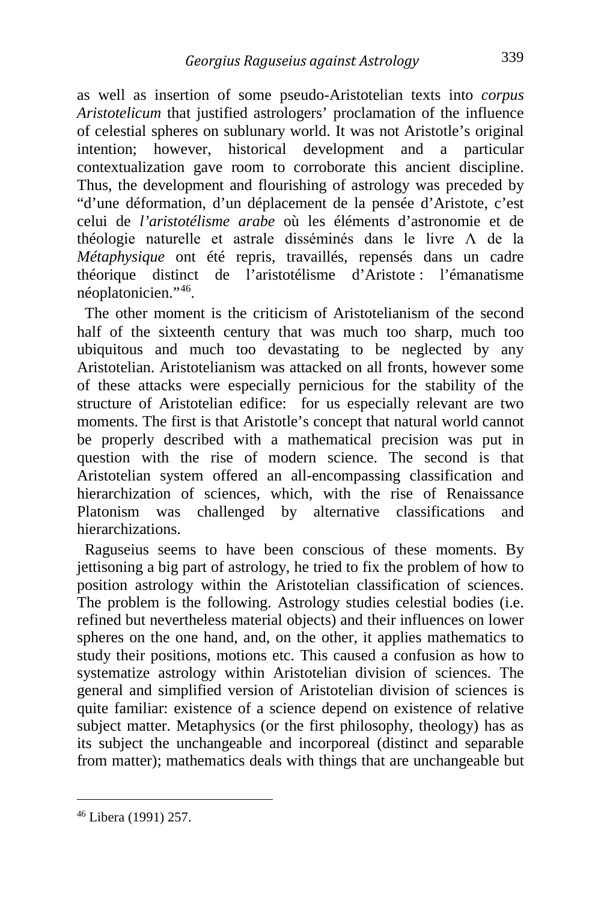as well as insertion of some pseudo-Aristotelian texts into *corpus Aristotelicum* that justified astrologers' proclamation of the influence of celestial spheres on sublunary world. It was not Aristotle's original intention; however, historical development and a particular contextualization gave room to corroborate this ancient discipline. Thus, the development and flourishing of astrology was preceded by "d'une déformation, d'un déplacement de la pensée d'Aristote, c'est celui de *l'aristotélisme arabe* où les éléments d'astronomie et de théologie naturelle et astrale disséminés dans le livre Λ de la *Métaphysique* ont été repris, travaillés, repensés dans un cadre théorique distinct de l'aristotélisme d'Aristote : l'émanatisme néoplatonicien."[46].

The other moment is the criticism of Aristotelianism of the second half of the sixteenth century that was much too sharp, much too ubiquitous and much too devastating to be neglected by any Aristotelian. Aristotelianism was attacked on all fronts, however some of these attacks were especially pernicious for the stability of the structure of Aristotelian edifice:  for us especially relevant are two moments. The first is that Aristotle's concept that natural world cannot be properly described with a mathematical precision was put in question with the rise of modern science. The second is that Aristotelian system offered an all-encompassing classification and hierarchization of sciences, which, with the rise of Renaissance Platonism was challenged by alternative classifications and hierarchizations.

Raguseius seems to have been conscious of these moments. By jettisoning a big part of astrology, he tried to fix the problem of how to position astrology within the Aristotelian classification of sciences. The problem is the following. Astrology studies celestial bodies (i.e. refined but nevertheless material objects) and their influences on lower spheres on the one hand, and, on the other, it applies mathematics to study their positions, motions etc. This caused a confusion as how to systematize astrology within Aristotelian division of sciences. The general and simplified version of Aristotelian division of sciences is quite familiar: existence of a science depend on existence of relative subject matter. Metaphysics (or the first philosophy, theology) has as its subject the unchangeable and incorporeal (distinct and separable from matter); mathematics deals with things that are unchangeable but

---

[46] Libera (1991) 257.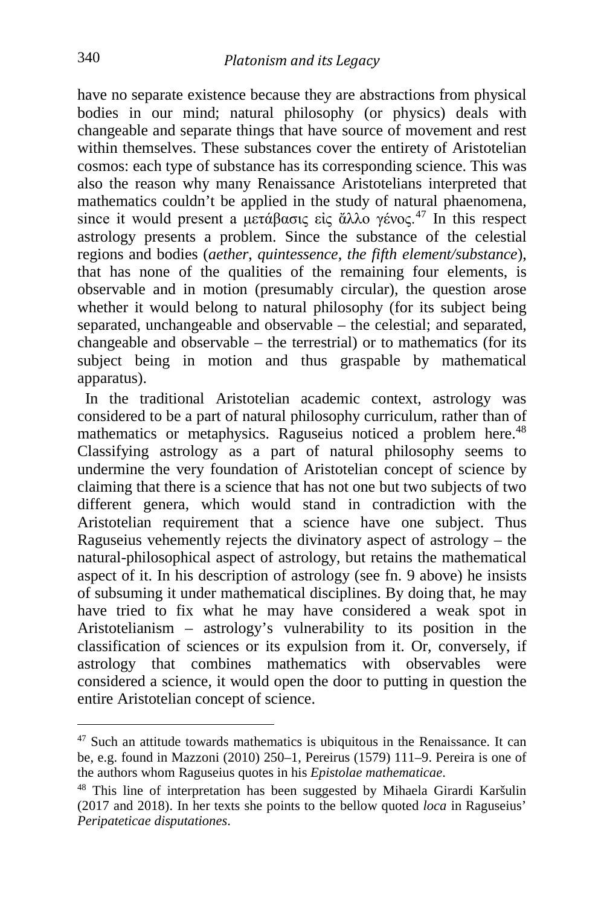have no separate existence because they are abstractions from physical bodies in our mind; natural philosophy (or physics) deals with changeable and separate things that have source of movement and rest within themselves. These substances cover the entirety of Aristotelian cosmos: each type of substance has its corresponding science. This was also the reason why many Renaissance Aristotelians interpreted that mathematics couldn't be applied in the study of natural phaenomena, since it would present a μετάβασις εἰς ἄλλο γένος.[47] In this respect astrology presents a problem. Since the substance of the celestial regions and bodies (*aether*, *quintessence, the fifth element/substance*), that has none of the qualities of the remaining four elements, is observable and in motion (presumably circular), the question arose whether it would belong to natural philosophy (for its subject being separated, unchangeable and observable – the celestial; and separated, changeable and observable – the terrestrial) or to mathematics (for its subject being in motion and thus graspable by mathematical apparatus).

In the traditional Aristotelian academic context, astrology was considered to be a part of natural philosophy curriculum, rather than of mathematics or metaphysics. Raguseius noticed a problem here.[48] Classifying astrology as a part of natural philosophy seems to undermine the very foundation of Aristotelian concept of science by claiming that there is a science that has not one but two subjects of two different genera, which would stand in contradiction with the Aristotelian requirement that a science have one subject. Thus Raguseius vehemently rejects the divinatory aspect of astrology – the natural-philosophical aspect of astrology, but retains the mathematical aspect of it. In his description of astrology (see fn. 9 above) he insists of subsuming it under mathematical disciplines. By doing that, he may have tried to fix what he may have considered a weak spot in Aristotelianism – astrology's vulnerability to its position in the classification of sciences or its expulsion from it. Or, conversely, if astrology that combines mathematics with observables were considered a science, it would open the door to putting in question the entire Aristotelian concept of science.

---

[47] Such an attitude towards mathematics is ubiquitous in the Renaissance. It can be, e.g. found in Mazzoni (2010) 250–1, Pereirus (1579) 111–9. Pereira is one of the authors whom Raguseius quotes in his *Epistolae mathematicae*.

[48] This line of interpretation has been suggested by Mihaela Girardi Karšulin (2017 and 2018). In her texts she points to the bellow quoted *loca* in Raguseius' *Peripateticae disputationes*.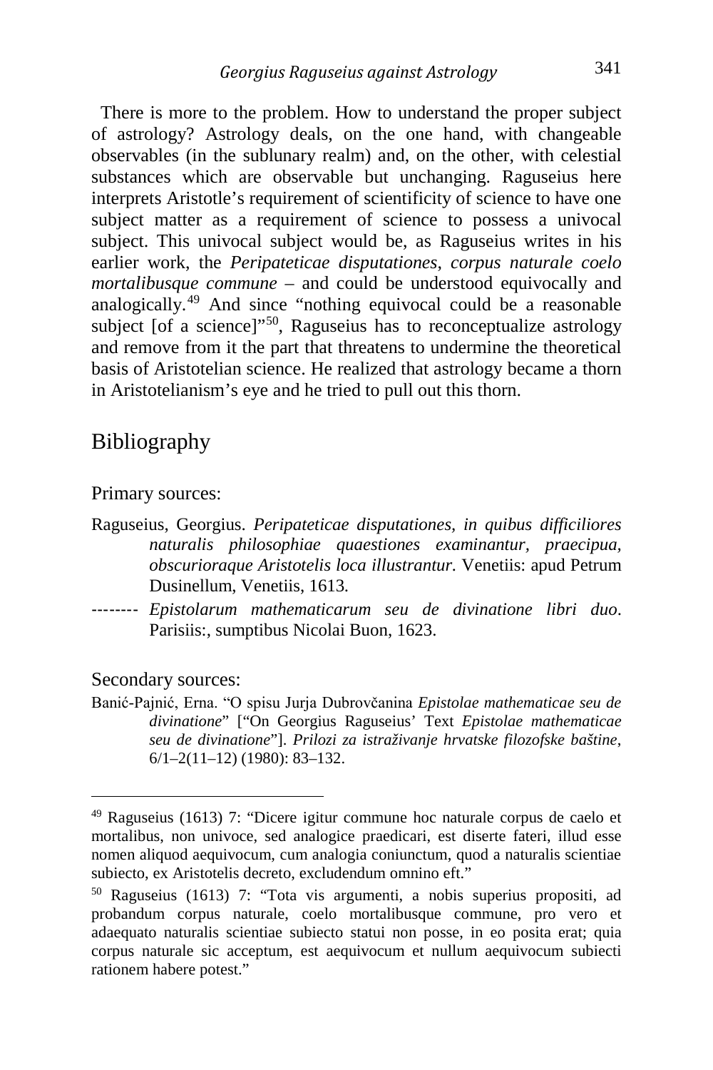There is more to the problem. How to understand the proper subject of astrology? Astrology deals, on the one hand, with changeable observables (in the sublunary realm) and, on the other, with celestial substances which are observable but unchanging. Raguseius here interprets Aristotle's requirement of scientificity of science to have one subject matter as a requirement of science to possess a univocal subject. This univocal subject would be, as Raguseius writes in his earlier work, the *Peripateticae disputationes*, *corpus naturale coelo mortalibusque commune* – and could be understood equivocally and analogically.[49] And since "nothing equivocal could be a reasonable subject [of a science]"[50], Raguseius has to reconceptualize astrology and remove from it the part that threatens to undermine the theoretical basis of Aristotelian science. He realized that astrology became a thorn in Aristotelianism's eye and he tried to pull out this thorn.

## Bibliography

Primary sources:

Raguseius, Georgius. *Peripateticae disputationes, in quibus difficiliores naturalis philosophiae quaestiones examinantur, praecipua, obscurioraque Aristotelis loca illustrantur.* Venetiis: apud Petrum Dusinellum, Venetiis, 1613.

-------- *Epistolarum mathematicarum seu de divinatione libri duo*. Parisiis:, sumptibus Nicolai Buon, 1623.

Secondary sources:

Banić-Pajnić, Erna. "O spisu Jurja Dubrovčanina *Epistolae mathematicae seu de divinatione*" ["On Georgius Raguseius' Text *Epistolae mathematicae seu de divinatione*"]. *Prilozi za istraživanje hrvatske filozofske baštine*, 6/1–2(11–12) (1980): 83–132.

---

[49] Raguseius (1613) 7: "Dicere igitur commune hoc naturale corpus de caelo et mortalibus, non univoce, sed analogice praedicari, est diserte fateri, illud esse nomen aliquod aequivocum, cum analogia coniunctum, quod a naturalis scientiae subiecto, ex Aristotelis decreto, excludendum omnino eft."

[50] Raguseius (1613) 7: "Tota vis argumenti, a nobis superius propositi, ad probandum corpus naturale, coelo mortalibusque commune, pro vero et adaequato naturalis scientiae subiecto statui non posse, in eo posita erat; quia corpus naturale sic acceptum, est aequivocum et nullum aequivocum subiecti rationem habere potest."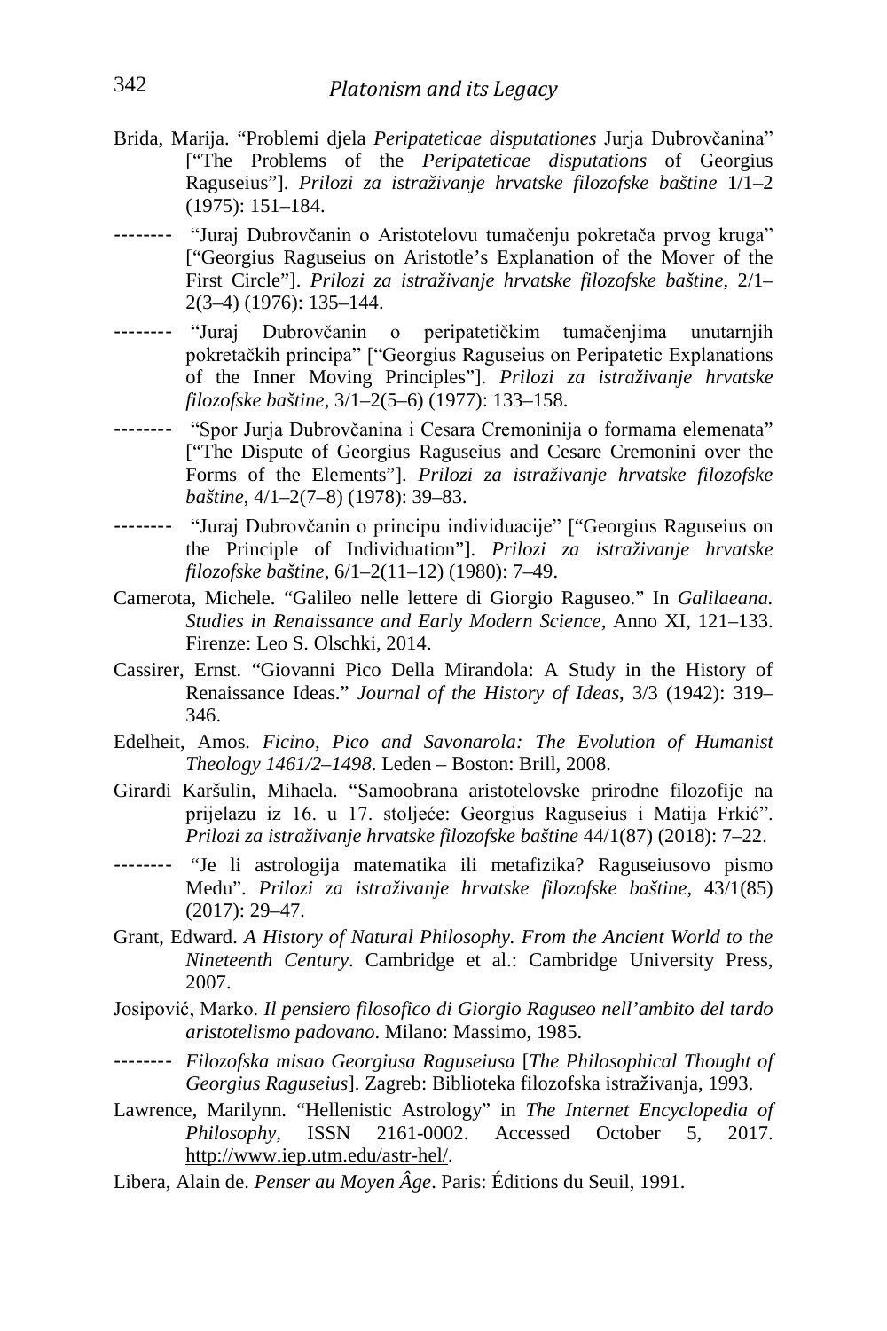Brida, Marija. "Problemi djela *Peripateticae disputationes* Jurja Dubrovčanina" ["The Problems of the *Peripateticae disputations* of Georgius Raguseius"]. *Prilozi za istraživanje hrvatske filozofske baštine* 1/1–2 (1975): 151–184.

-------- "Juraj Dubrovčanin o Aristotelovu tumačenju pokretača prvog kruga" ["Georgius Raguseius on Aristotle's Explanation of the Mover of the First Circle"]. *Prilozi za istraživanje hrvatske filozofske baštine*, 2/1–2(3–4) (1976): 135–144.

-------- "Juraj Dubrovčanin o peripatetičkim tumačenjima unutarnjih pokretačkih principa" ["Georgius Raguseius on Peripatetic Explanations of the Inner Moving Principles"]. *Prilozi za istraživanje hrvatske filozofske baštine*, 3/1–2(5–6) (1977): 133–158.

-------- "Spor Jurja Dubrovčanina i Cesara Cremoninija o formama elemenata" ["The Dispute of Georgius Raguseius and Cesare Cremonini over the Forms of the Elements"]. *Prilozi za istraživanje hrvatske filozofske baštine*, 4/1–2(7–8) (1978): 39–83.

-------- "Juraj Dubrovčanin o principu individuacije" ["Georgius Raguseius on the Principle of Individuation"]. *Prilozi za istraživanje hrvatske filozofske baštine*, 6/1–2(11–12) (1980): 7–49.

Camerota, Michele. "Galileo nelle lettere di Giorgio Raguseo." In *Galilaeana. Studies in Renaissance and Early Modern Science*, Anno XI, 121–133. Firenze: Leo S. Olschki, 2014.

Cassirer, Ernst. "Giovanni Pico Della Mirandola: A Study in the History of Renaissance Ideas." *Journal of the History of Ideas*, 3/3 (1942): 319–346.

Edelheit, Amos. *Ficino, Pico and Savonarola: The Evolution of Humanist Theology 1461/2–1498*. Leden – Boston: Brill, 2008.

Girardi Karšulin, Mihaela. "Samoobrana aristotelovske prirodne filozofije na prijelazu iz 16. u 17. stoljeće: Georgius Raguseius i Matija Frkić". *Prilozi za istraživanje hrvatske filozofske baštine* 44/1(87) (2018): 7–22.

-------- "Je li astrologija matematika ili metafizika? Raguseiusovo pismo Medu". *Prilozi za istraživanje hrvatske filozofske baštine*, 43/1(85) (2017): 29–47.

Grant, Edward. *A History of Natural Philosophy. From the Ancient World to the Nineteenth Century*. Cambridge et al.: Cambridge University Press, 2007.

Josipović, Marko. *Il pensiero filosofico di Giorgio Raguseo nell'ambito del tardo aristotelismo padovano*. Milano: Massimo, 1985.

-------- *Filozofska misao Georgiusa Raguseiusa* [*The Philosophical Thought of Georgius Raguseius*]. Zagreb: Biblioteka filozofska istraživanja, 1993.

Lawrence, Marilynn. "Hellenistic Astrology" in *The Internet Encyclopedia of Philosophy*, ISSN 2161-0002. Accessed October 5, 2017. http://www.iep.utm.edu/astr-hel/.

Libera, Alain de. *Penser au Moyen Âge*. Paris: Éditions du Seuil, 1991.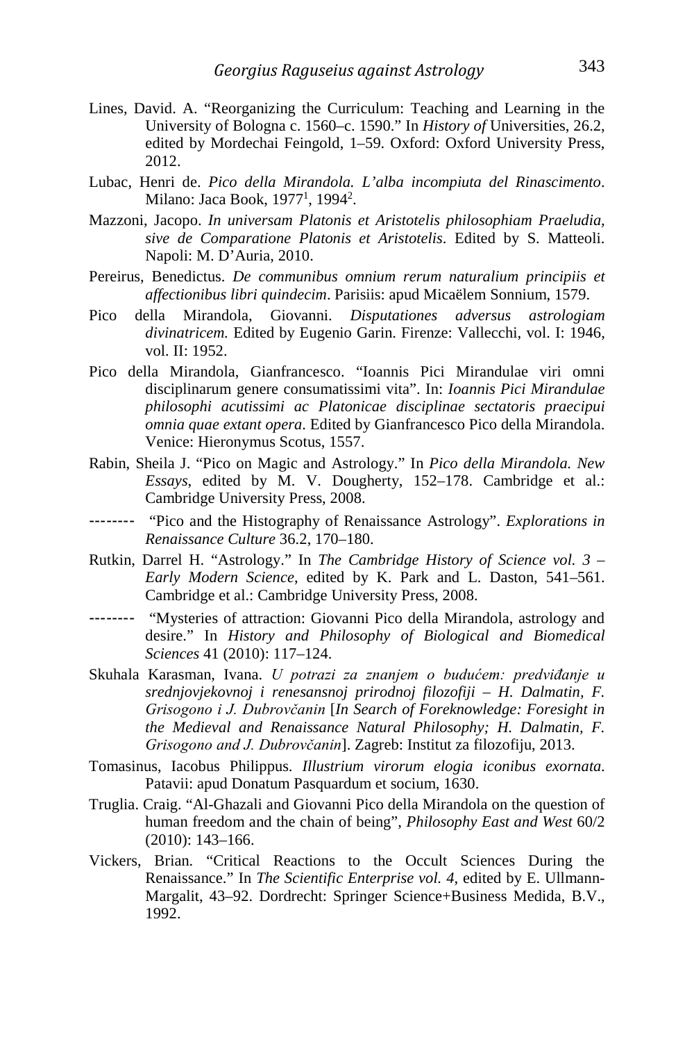Lines, David. A. "Reorganizing the Curriculum: Teaching and Learning in the University of Bologna c. 1560–c. 1590." In *History of* Universities, 26.2, edited by Mordechai Feingold, 1–59. Oxford: Oxford University Press, 2012.

Lubac, Henri de. *Pico della Mirandola. L'alba incompiuta del Rinascimento*. Milano: Jaca Book, 1977[1], 1994[2].

Mazzoni, Jacopo. *In universam Platonis et Aristotelis philosophiam Praeludia, sive de Comparatione Platonis et Aristotelis*. Edited by S. Matteoli. Napoli: M. D'Auria, 2010.

Pereirus, Benedictus. *De communibus omnium rerum naturalium principiis et affectionibus libri quindecim*. Parisiis: apud Micaëlem Sonnium, 1579.

Pico della Mirandola, Giovanni. *Disputationes adversus astrologiam divinatricem.* Edited by Eugenio Garin. Firenze: Vallecchi, vol. I: 1946, vol. II: 1952.

Pico della Mirandola, Gianfrancesco. "Ioannis Pici Mirandulae viri omni disciplinarum genere consumatissimi vita". In: *Ioannis Pici Mirandulae philosophi acutissimi ac Platonicae disciplinae sectatoris praecipui omnia quae extant opera*. Edited by Gianfrancesco Pico della Mirandola. Venice: Hieronymus Scotus, 1557.

Rabin, Sheila J. "Pico on Magic and Astrology." In *Pico della Mirandola. New Essays*, edited by M. V. Dougherty, 152–178. Cambridge et al.: Cambridge University Press, 2008.

-------- "Pico and the Histography of Renaissance Astrology". *Explorations in Renaissance Culture* 36.2, 170–180.

Rutkin, Darrel H. "Astrology." In *The Cambridge History of Science vol. 3 – Early Modern Science*, edited by K. Park and L. Daston, 541–561. Cambridge et al.: Cambridge University Press, 2008.

-------- "Mysteries of attraction: Giovanni Pico della Mirandola, astrology and desire." In *History and Philosophy of Biological and Biomedical Sciences* 41 (2010): 117–124.

Skuhala Karasman, Ivana. *U potrazi za znanjem o budućem: predviđanje u srednjovjekovnoj i renesansnoj prirodnoj filozofiji – H. Dalmatin, F. Grisogono i J. Dubrovčanin* [*In Search of Foreknowledge: Foresight in the Medieval and Renaissance Natural Philosophy; H. Dalmatin, F. Grisogono and J. Dubrovčanin*]. Zagreb: Institut za filozofiju, 2013.

Tomasinus, Iacobus Philippus. *Illustrium virorum elogia iconibus exornata.* Patavii: apud Donatum Pasquardum et socium, 1630.

Truglia. Craig. "Al-Ghazali and Giovanni Pico della Mirandola on the question of human freedom and the chain of being", *Philosophy East and West* 60/2 (2010): 143–166.

Vickers, Brian. "Critical Reactions to the Occult Sciences During the Renaissance." In *The Scientific Enterprise vol. 4*, edited by E. Ullmann-Margalit, 43–92. Dordrecht: Springer Science+Business Medida, B.V., 1992.